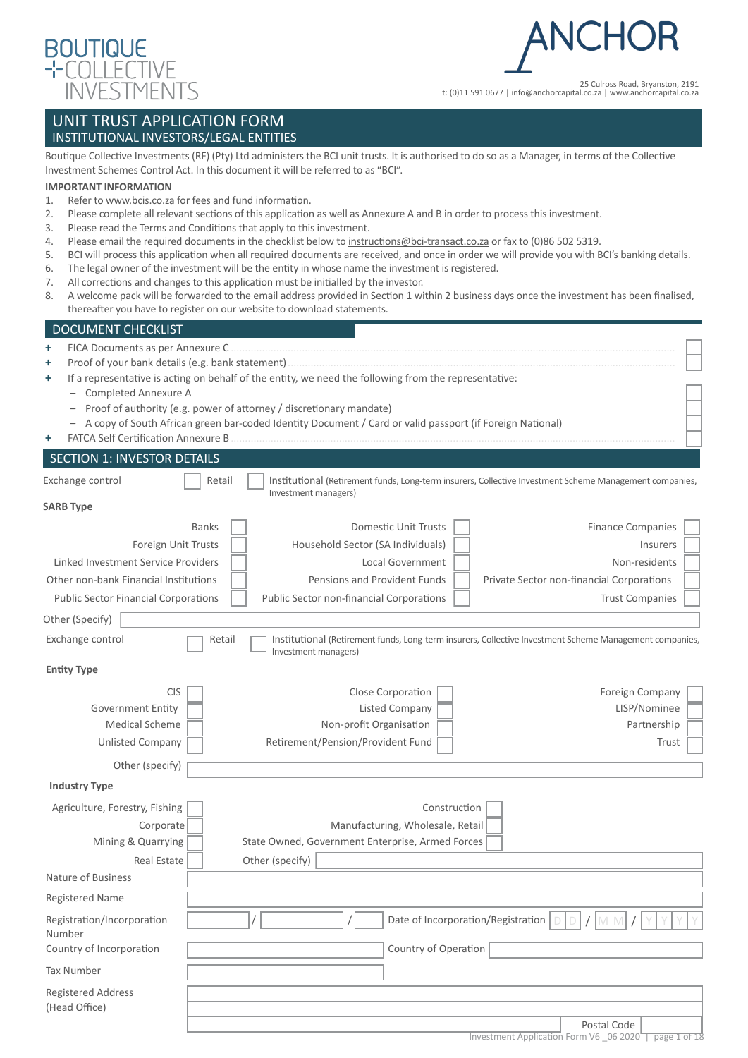BOUTIQUE
COLLECTIVE
INVESTMENTS

ANCHOR

25 Culross Road, Bryanston, 2191
t: (0)11 591 0677 | info@anchorcapital.co.za | www.anchorcapital.co.za

# UNIT TRUST APPLICATION FORM
## INSTITUTIONAL INVESTORS/LEGAL ENTITIES

Boutique Collective Investments (RF) (Pty) Ltd administers the BCI unit trusts. It is authorised to do so as a Manager, in terms of the Collective Investment Schemes Control Act. In this document it will be referred to as "BCI".

**IMPORTANT INFORMATION**

1. Refer to www.bcis.co.za for fees and fund information.
2. Please complete all relevant sections of this application as well as Annexure A and B in order to process this investment.
3. Please read the Terms and Conditions that apply to this investment.
4. Please email the required documents in the checklist below to instructions@bci-transact.co.za or fax to (0)86 502 5319.
5. BCI will process this application when all required documents are received, and once in order we will provide you with BCI's banking details.
6. The legal owner of the investment will be the entity in whose name the investment is registered.
7. All corrections and changes to this application must be initialled by the investor.
8. A welcome pack will be forwarded to the email address provided in Section 1 within 2 business days once the investment has been finalised, thereafter you have to register on our website to download statements.

## DOCUMENT CHECKLIST

- FICA Documents as per Annexure C ☐
- Proof of your bank details (e.g. bank statement) ☐
- If a representative is acting on behalf of the entity, we need the following from the representative:
  - Completed Annexure A ☐
  - Proof of authority (e.g. power of attorney / discretionary mandate) ☐
  - A copy of South African green bar-coded Identity Document / Card or valid passport (if Foreign National) ☐
- FATCA Self Certification Annexure B ☐

## SECTION 1: INVESTOR DETAILS

Exchange control ☐ Retail ☐ Institutional (Retirement funds, Long-term insurers, Collective Investment Scheme Management companies, Investment managers)

**SARB Type**

| | | |
|---|---|---|
| Banks ☐ | Domestic Unit Trusts ☐ | Finance Companies ☐ |
| Foreign Unit Trusts ☐ | Household Sector (SA Individuals) ☐ | Insurers ☐ |
| Linked Investment Service Providers ☐ | Local Government ☐ | Non-residents ☐ |
| Other non-bank Financial Institutions ☐ | Pensions and Provident Funds ☐ | Private Sector non-financial Corporations ☐ |
| Public Sector Financial Corporations ☐ | Public Sector non-financial Corporations ☐ | Trust Companies ☐ |

Other (Specify) ____________________

Exchange control ☐ Retail ☐ Institutional (Retirement funds, Long-term insurers, Collective Investment Scheme Management companies, Investment managers)

**Entity Type**

| | | |
|---|---|---|
| CIS ☐ | Close Corporation ☐ | Foreign Company ☐ |
| Government Entity ☐ | Listed Company ☐ | LISP/Nominee ☐ |
| Medical Scheme ☐ | Non-profit Organisation ☐ | Partnership ☐ |
| Unlisted Company ☐ | Retirement/Pension/Provident Fund ☐ | Trust ☐ |

Other (specify) ____________________

**Industry Type**

| | |
|---|---|
| Agriculture, Forestry, Fishing ☐ | Construction ☐ |
| Corporate ☐ | Manufacturing, Wholesale, Retail ☐ |
| Mining & Quarrying ☐ | State Owned, Government Enterprise, Armed Forces ☐ |
| Real Estate ☐ | Other (specify) ____________________ |

Nature of Business ____________________

Registered Name ____________________

Registration/Incorporation Number ______ / ______ / ______ Date of Incorporation/Registration D D / M M / Y Y Y Y

Country of Incorporation ____________________ Country of Operation ____________________

Tax Number ____________________

Registered Address (Head Office) ____________________

____________________ Postal Code ______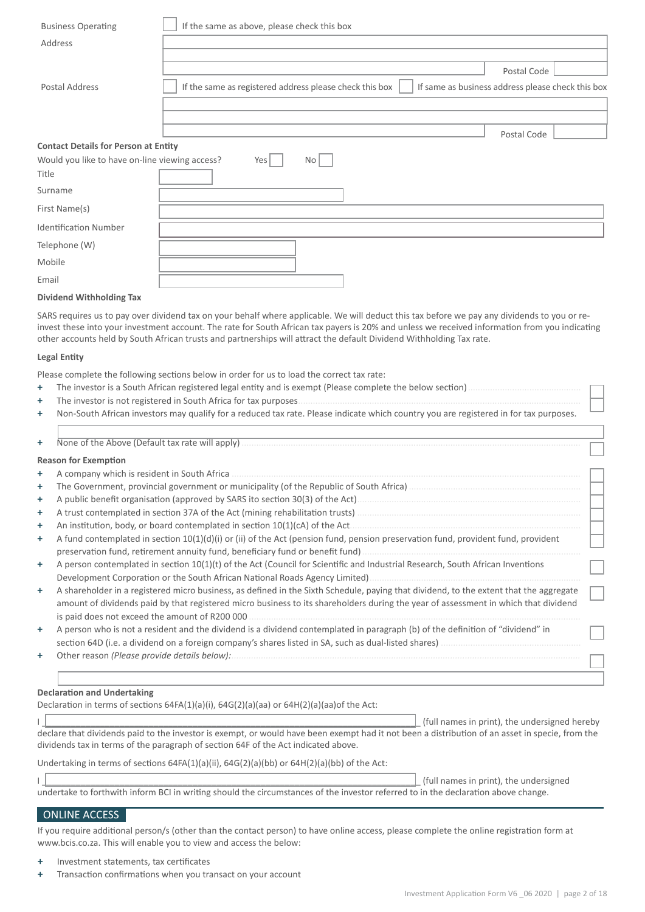Business Operating Address ☐ If the same as above, please check this box

Postal Code

Postal Address ☐ If the same as registered address please check this box ☐ If same as business address please check this box

Postal Code

**Contact Details for Person at Entity**

Would you like to have on-line viewing access? Yes ☐ No ☐

Title

Surname

First Name(s)

Identification Number

Telephone (W)

Mobile

Email

**Dividend Withholding Tax**

SARS requires us to pay over dividend tax on your behalf where applicable. We will deduct this tax before we pay any dividends to you or re-invest these into your investment account. The rate for South African tax payers is 20% and unless we received information from you indicating other accounts held by South African trusts and partnerships will attract the default Dividend Withholding Tax rate.

**Legal Entity**

Please complete the following sections below in order for us to load the correct tax rate:

- The investor is a South African registered legal entity and is exempt (Please complete the below section) ☐
- The investor is not registered in South Africa for tax purposes ☐
- Non-South African investors may qualify for a reduced tax rate. Please indicate which country you are registered in for tax purposes.
- None of the Above (Default tax rate will apply) ☐

**Reason for Exemption**

- A company which is resident in South Africa ☐
- The Government, provincial government or municipality (of the Republic of South Africa) ☐
- A public benefit organisation (approved by SARS ito section 30(3) of the Act) ☐
- A trust contemplated in section 37A of the Act (mining rehabilitation trusts) ☐
- An institution, body, or board contemplated in section 10(1)(cA) of the Act ☐
- A fund contemplated in section 10(1)(d)(i) or (ii) of the Act (pension fund, pension preservation fund, provident fund, provident preservation fund, retirement annuity fund, beneficiary fund or benefit fund) ☐
- A person contemplated in section 10(1)(t) of the Act (Council for Scientific and Industrial Research, South African Inventions Development Corporation or the South African National Roads Agency Limited) ☐
- A shareholder in a registered micro business, as defined in the Sixth Schedule, paying that dividend, to the extent that the aggregate amount of dividends paid by that registered micro business to its shareholders during the year of assessment in which that dividend is paid does not exceed the amount of R200 000 ☐
- A person who is not a resident and the dividend is a dividend contemplated in paragraph (b) of the definition of "dividend" in section 64D (i.e. a dividend on a foreign company's shares listed in SA, such as dual-listed shares) ☐
- Other reason *(Please provide details below):* ☐

**Declaration and Undertaking**

Declaration in terms of sections 64FA(1)(a)(i), 64G(2)(a)(aa) or 64H(2)(a)(aa)of the Act:

I ______________________________ (full names in print), the undersigned hereby declare that dividends paid to the investor is exempt, or would have been exempt had it not been a distribution of an asset in specie, from the dividends tax in terms of the paragraph of section 64F of the Act indicated above.

Undertaking in terms of sections 64FA(1)(a)(ii), 64G(2)(a)(bb) or 64H(2)(a)(bb) of the Act:

I ______________________________ (full names in print), the undersigned undertake to forthwith inform BCI in writing should the circumstances of the investor referred to in the declaration above change.

## ONLINE ACCESS

If you require additional person/s (other than the contact person) to have online access, please complete the online registration form at www.bcis.co.za. This will enable you to view and access the below:

- Investment statements, tax certificates
- Transaction confirmations when you transact on your account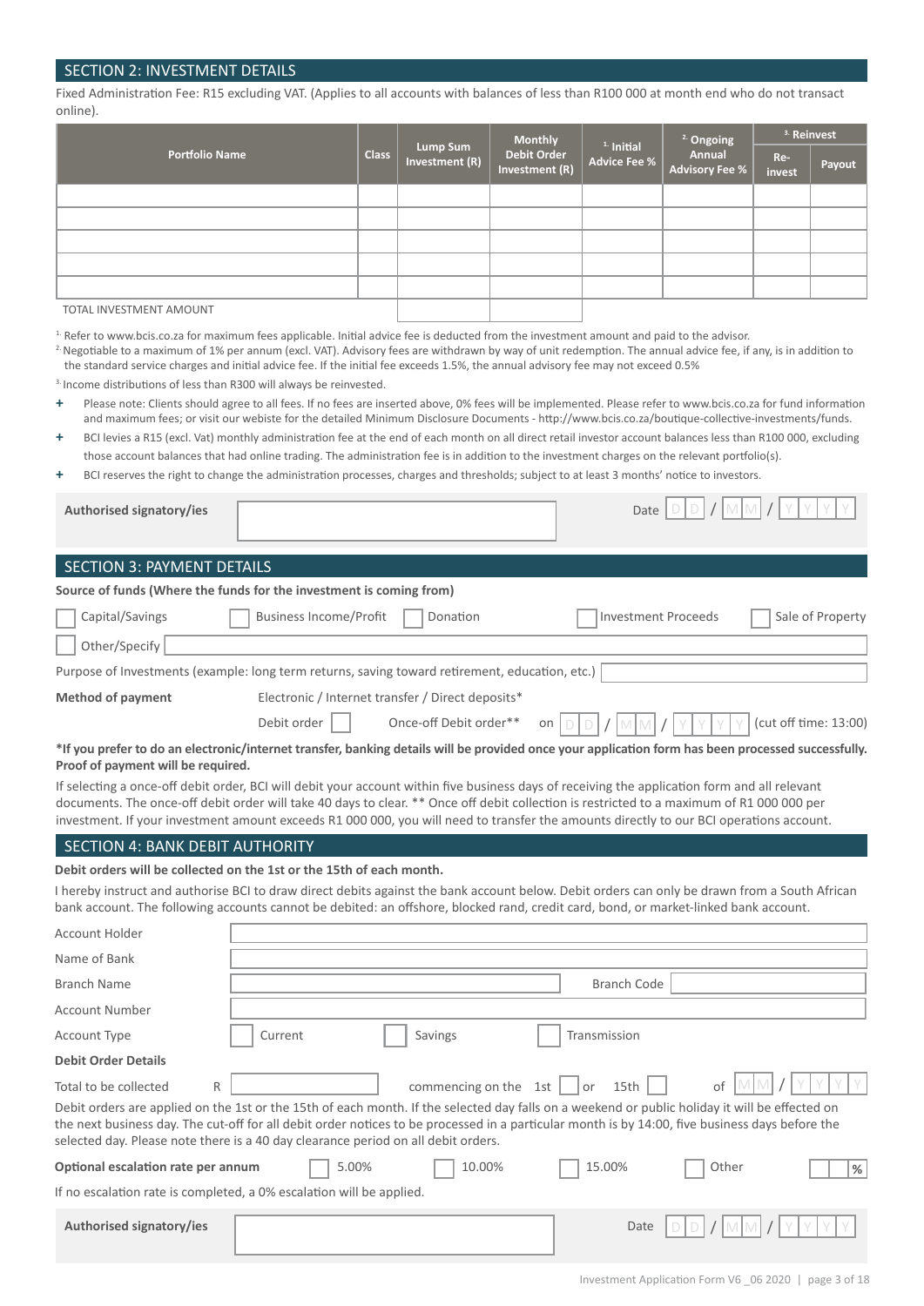## SECTION 2: INVESTMENT DETAILS

Fixed Administration Fee: R15 excluding VAT. (Applies to all accounts with balances of less than R100 000 at month end who do not transact online).

| Portfolio Name | Class | Lump Sum Investment (R) | Monthly Debit Order Investment (R) | [1] Initial Advice Fee % | [2] Ongoing Annual Advisory Fee % | [3] Reinvest | |
|---|---|---|---|---|---|---|---|
| | | | | | | Re-invest | Payout |
| | | | | | | | |
| | | | | | | | |
| | | | | | | | |
| | | | | | | | |
| | | | | | | | |
| TOTAL INVESTMENT AMOUNT | | | | | | | |

[1] Refer to www.bcis.co.za for maximum fees applicable. Initial advice fee is deducted from the investment amount and paid to the advisor.

[2] Negotiable to a maximum of 1% per annum (excl. VAT). Advisory fees are withdrawn by way of unit redemption. The annual advice fee, if any, is in addition to the standard service charges and initial advice fee. If the initial fee exceeds 1.5%, the annual advisory fee may not exceed 0.5%

[3] Income distributions of less than R300 will always be reinvested.

+ Please note: Clients should agree to all fees. If no fees are inserted above, 0% fees will be implemented. Please refer to www.bcis.co.za for fund information and maximum fees; or visit our webiste for the detailed Minimum Disclosure Documents - http://www.bcis.co.za/boutique-collective-investments/funds.
+ BCI levies a R15 (excl. Vat) monthly administration fee at the end of each month on all direct retail investor account balances less than R100 000, excluding those account balances that had online trading. The administration fee is in addition to the investment charges on the relevant portfolio(s).
+ BCI reserves the right to change the administration processes, charges and thresholds; subject to at least 3 months' notice to investors.

**Authorised signatory/ies** ____________________ Date DD / MM / YYYY

## SECTION 3: PAYMENT DETAILS

**Source of funds (Where the funds for the investment is coming from)**

☐ Capital/Savings ☐ Business Income/Profit ☐ Donation ☐ Investment Proceeds ☐ Sale of Property

☐ Other/Specify ____________________

Purpose of Investments (example: long term returns, saving toward retirement, education, etc.) ____________________

**Method of payment** Electronic / Internet transfer / Direct deposits*

Debit order ☐ Once-off Debit order** on DD / MM / YYYY (cut off time: 13:00)

**\*If you prefer to do an electronic/internet transfer, banking details will be provided once your application form has been processed successfully. Proof of payment will be required.**

If selecting a once-off debit order, BCI will debit your account within five business days of receiving the application form and all relevant documents. The once-off debit order will take 40 days to clear. ** Once off debit collection is restricted to a maximum of R1 000 000 per investment. If your investment amount exceeds R1 000 000, you will need to transfer the amounts directly to our BCI operations account.

## SECTION 4: BANK DEBIT AUTHORITY

**Debit orders will be collected on the 1st or the 15th of each month.**

I hereby instruct and authorise BCI to draw direct debits against the bank account below. Debit orders can only be drawn from a South African bank account. The following accounts cannot be debited: an offshore, blocked rand, credit card, bond, or market-linked bank account.

Account Holder ____________________

Name of Bank ____________________

Branch Name ____________________ Branch Code ____________________

Account Number ____________________

Account Type ☐ Current ☐ Savings ☐ Transmission

**Debit Order Details**

Total to be collected R ____________________ commencing on the 1st ☐ or 15th ☐ of MM / YYYY

Debit orders are applied on the 1st or the 15th of each month. If the selected day falls on a weekend or public holiday it will be effected on the next business day. The cut-off for all debit order notices to be processed in a particular month is by 14:00, five business days before the selected day. Please note there is a 40 day clearance period on all debit orders.

**Optional escalation rate per annum** ☐ 5.00% ☐ 10.00% ☐ 15.00% ☐ Other ____ %

If no escalation rate is completed, a 0% escalation will be applied.

**Authorised signatory/ies** ____________________ Date DD / MM / YYYY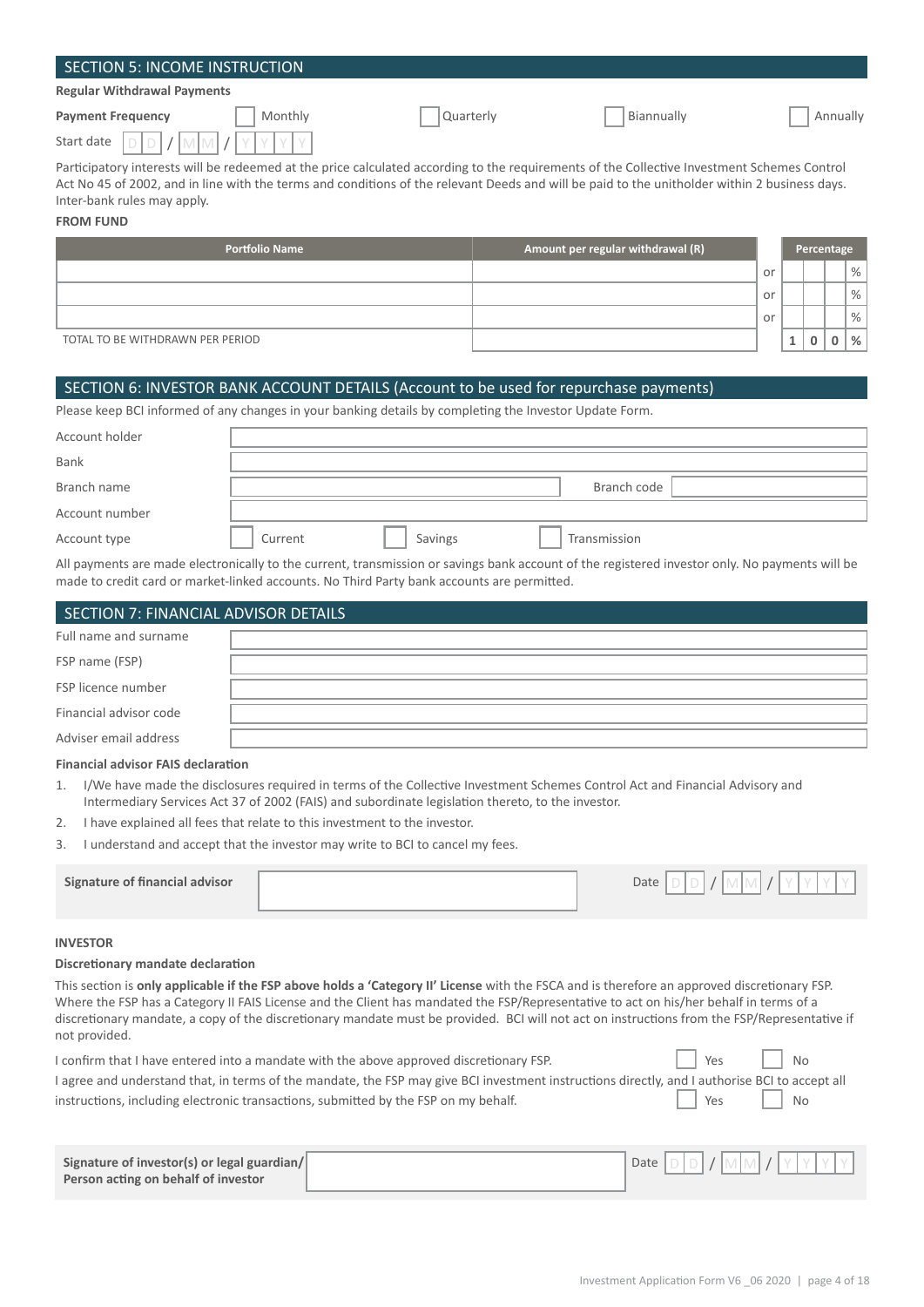## SECTION 5: INCOME INSTRUCTION

**Regular Withdrawal Payments**

**Payment Frequency** ☐ Monthly ☐ Quarterly ☐ Biannually ☐ Annually

Start date DD / MM / YYYY

Participatory interests will be redeemed at the price calculated according to the requirements of the Collective Investment Schemes Control Act No 45 of 2002, and in line with the terms and conditions of the relevant Deeds and will be paid to the unitholder within 2 business days. Inter-bank rules may apply.

**FROM FUND**

| Portfolio Name | Amount per regular withdrawal (R) | | Percentage |
|---|---|---|---|
| | | or | % |
| | | or | % |
| | | or | % |
| TOTAL TO BE WITHDRAWN PER PERIOD | | | 100 % |

## SECTION 6: INVESTOR BANK ACCOUNT DETAILS (Account to be used for repurchase payments)

Please keep BCI informed of any changes in your banking details by completing the Investor Update Form.

Account holder

Bank

Branch name Branch code

Account number

Account type ☐ Current ☐ Savings ☐ Transmission

All payments are made electronically to the current, transmission or savings bank account of the registered investor only. No payments will be made to credit card or market-linked accounts. No Third Party bank accounts are permitted.

## SECTION 7: FINANCIAL ADVISOR DETAILS

Full name and surname

FSP name (FSP)

FSP licence number

Financial advisor code

Adviser email address

**Financial advisor FAIS declaration**

1. I/We have made the disclosures required in terms of the Collective Investment Schemes Control Act and Financial Advisory and Intermediary Services Act 37 of 2002 (FAIS) and subordinate legislation thereto, to the investor.
2. I have explained all fees that relate to this investment to the investor.
3. I understand and accept that the investor may write to BCI to cancel my fees.

**Signature of financial advisor** Date DD / MM / YYYY

**INVESTOR**

**Discretionary mandate declaration**

This section is **only applicable if the FSP above holds a 'Category II' License** with the FSCA and is therefore an approved discretionary FSP. Where the FSP has a Category II FAIS License and the Client has mandated the FSP/Representative to act on his/her behalf in terms of a discretionary mandate, a copy of the discretionary mandate must be provided. BCI will not act on instructions from the FSP/Representative if not provided.

I confirm that I have entered into a mandate with the above approved discretionary FSP. ☐ Yes ☐ No

I agree and understand that, in terms of the mandate, the FSP may give BCI investment instructions directly, and I authorise BCI to accept all instructions, including electronic transactions, submitted by the FSP on my behalf. ☐ Yes ☐ No

**Signature of investor(s) or legal guardian/ Person acting on behalf of investor** Date DD / MM / YYYY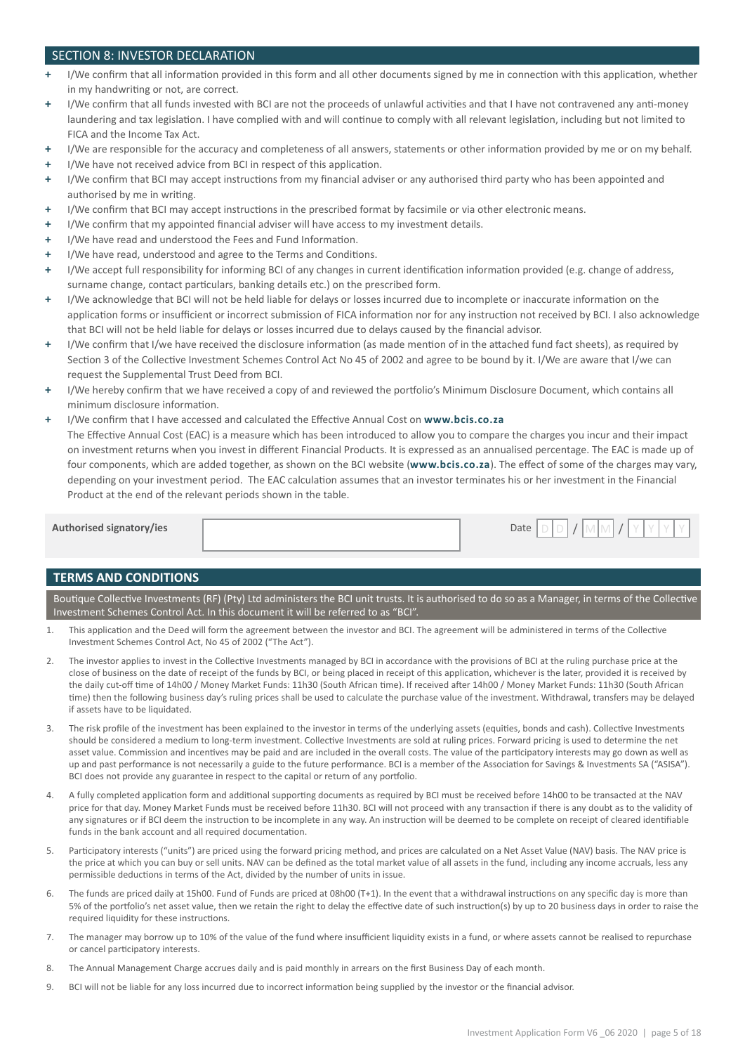## SECTION 8: INVESTOR DECLARATION

- I/We confirm that all information provided in this form and all other documents signed by me in connection with this application, whether in my handwriting or not, are correct.
- I/We confirm that all funds invested with BCI are not the proceeds of unlawful activities and that I have not contravened any anti-money laundering and tax legislation. I have complied with and will continue to comply with all relevant legislation, including but not limited to FICA and the Income Tax Act.
- I/We are responsible for the accuracy and completeness of all answers, statements or other information provided by me or on my behalf.
- I/We have not received advice from BCI in respect of this application.
- I/We confirm that BCI may accept instructions from my financial adviser or any authorised third party who has been appointed and authorised by me in writing.
- I/We confirm that BCI may accept instructions in the prescribed format by facsimile or via other electronic means.
- I/We confirm that my appointed financial adviser will have access to my investment details.
- I/We have read and understood the Fees and Fund Information.
- I/We have read, understood and agree to the Terms and Conditions.
- I/We accept full responsibility for informing BCI of any changes in current identification information provided (e.g. change of address, surname change, contact particulars, banking details etc.) on the prescribed form.
- I/We acknowledge that BCI will not be held liable for delays or losses incurred due to incomplete or inaccurate information on the application forms or insufficient or incorrect submission of FICA information nor for any instruction not received by BCI. I also acknowledge that BCI will not be held liable for delays or losses incurred due to delays caused by the financial advisor.
- I/We confirm that I/we have received the disclosure information (as made mention of in the attached fund fact sheets), as required by Section 3 of the Collective Investment Schemes Control Act No 45 of 2002 and agree to be bound by it. I/We are aware that I/we can request the Supplemental Trust Deed from BCI.
- I/We hereby confirm that we have received a copy of and reviewed the portfolio's Minimum Disclosure Document, which contains all minimum disclosure information.
- I/We confirm that I have accessed and calculated the Effective Annual Cost on **www.bcis.co.za**

  The Effective Annual Cost (EAC) is a measure which has been introduced to allow you to compare the charges you incur and their impact on investment returns when you invest in different Financial Products. It is expressed as an annualised percentage. The EAC is made up of four components, which are added together, as shown on the BCI website (**www.bcis.co.za**). The effect of some of the charges may vary, depending on your investment period. The EAC calculation assumes that an investor terminates his or her investment in the Financial Product at the end of the relevant periods shown in the table.

**Authorised signatory/ies** ______________________ Date DD / MM / YYYY

## TERMS AND CONDITIONS

Boutique Collective Investments (RF) (Pty) Ltd administers the BCI unit trusts. It is authorised to do so as a Manager, in terms of the Collective Investment Schemes Control Act. In this document it will be referred to as "BCI".

1. This application and the Deed will form the agreement between the investor and BCI. The agreement will be administered in terms of the Collective Investment Schemes Control Act, No 45 of 2002 ("The Act").
2. The investor applies to invest in the Collective Investments managed by BCI in accordance with the provisions of BCI at the ruling purchase price at the close of business on the date of receipt of the funds by BCI, or being placed in receipt of this application, whichever is the later, provided it is received by the daily cut-off time of 14h00 / Money Market Funds: 11h30 (South African time). If received after 14h00 / Money Market Funds: 11h30 (South African time) then the following business day's ruling prices shall be used to calculate the purchase value of the investment. Withdrawal, transfers may be delayed if assets have to be liquidated.
3. The risk profile of the investment has been explained to the investor in terms of the underlying assets (equities, bonds and cash). Collective Investments should be considered a medium to long-term investment. Collective Investments are sold at ruling prices. Forward pricing is used to determine the net asset value. Commission and incentives may be paid and are included in the overall costs. The value of the participatory interests may go down as well as up and past performance is not necessarily a guide to the future performance. BCI is a member of the Association for Savings & Investments SA ("ASISA"). BCI does not provide any guarantee in respect to the capital or return of any portfolio.
4. A fully completed application form and additional supporting documents as required by BCI must be received before 14h00 to be transacted at the NAV price for that day. Money Market Funds must be received before 11h30. BCI will not proceed with any transaction if there is any doubt as to the validity of any signatures or if BCI deem the instruction to be incomplete in any way. An instruction will be deemed to be complete on receipt of cleared identifiable funds in the bank account and all required documentation.
5. Participatory interests ("units") are priced using the forward pricing method, and prices are calculated on a Net Asset Value (NAV) basis. The NAV price is the price at which you can buy or sell units. NAV can be defined as the total market value of all assets in the fund, including any income accruals, less any permissible deductions in terms of the Act, divided by the number of units in issue.
6. The funds are priced daily at 15h00. Fund of Funds are priced at 08h00 (T+1). In the event that a withdrawal instructions on any specific day is more than 5% of the portfolio's net asset value, then we retain the right to delay the effective date of such instruction(s) by up to 20 business days in order to raise the required liquidity for these instructions.
7. The manager may borrow up to 10% of the value of the fund where insufficient liquidity exists in a fund, or where assets cannot be realised to repurchase or cancel participatory interests.
8. The Annual Management Charge accrues daily and is paid monthly in arrears on the first Business Day of each month.
9. BCI will not be liable for any loss incurred due to incorrect information being supplied by the investor or the financial advisor.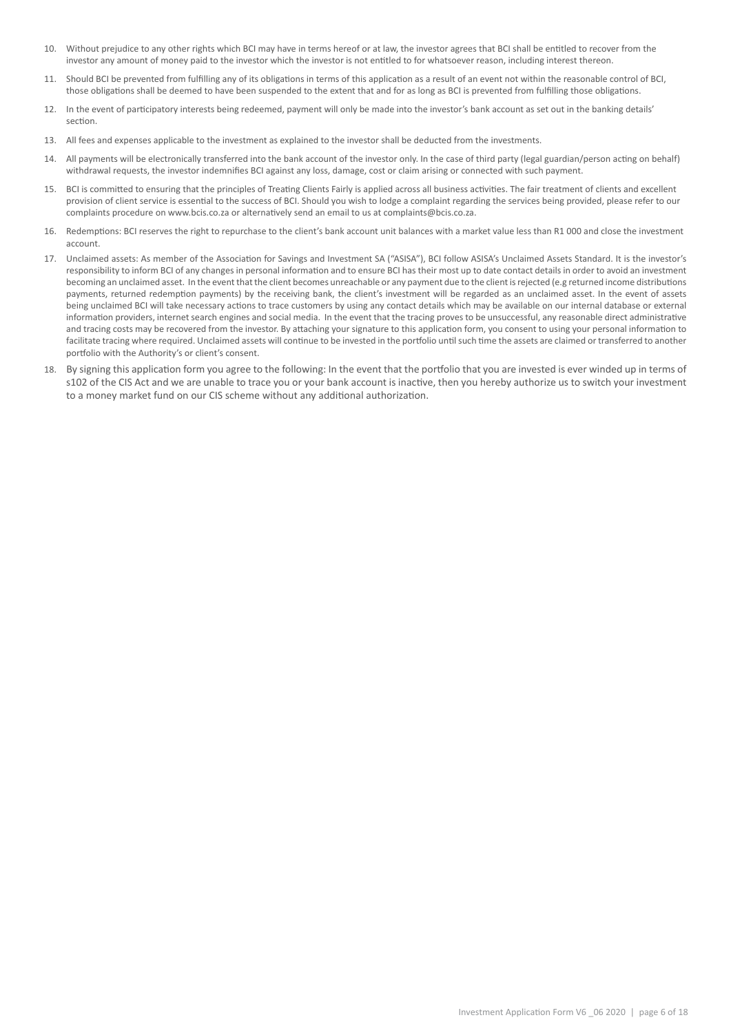10. Without prejudice to any other rights which BCI may have in terms hereof or at law, the investor agrees that BCI shall be entitled to recover from the investor any amount of money paid to the investor which the investor is not entitled to for whatsoever reason, including interest thereon.
11. Should BCI be prevented from fulfilling any of its obligations in terms of this application as a result of an event not within the reasonable control of BCI, those obligations shall be deemed to have been suspended to the extent that and for as long as BCI is prevented from fulfilling those obligations.
12. In the event of participatory interests being redeemed, payment will only be made into the investor's bank account as set out in the banking details' section.
13. All fees and expenses applicable to the investment as explained to the investor shall be deducted from the investments.
14. All payments will be electronically transferred into the bank account of the investor only. In the case of third party (legal guardian/person acting on behalf) withdrawal requests, the investor indemnifies BCI against any loss, damage, cost or claim arising or connected with such payment.
15. BCI is committed to ensuring that the principles of Treating Clients Fairly is applied across all business activities. The fair treatment of clients and excellent provision of client service is essential to the success of BCI. Should you wish to lodge a complaint regarding the services being provided, please refer to our complaints procedure on www.bcis.co.za or alternatively send an email to us at complaints@bcis.co.za.
16. Redemptions: BCI reserves the right to repurchase to the client's bank account unit balances with a market value less than R1 000 and close the investment account.
17. Unclaimed assets: As member of the Association for Savings and Investment SA ("ASISA"), BCI follow ASISA's Unclaimed Assets Standard. It is the investor's responsibility to inform BCI of any changes in personal information and to ensure BCI has their most up to date contact details in order to avoid an investment becoming an unclaimed asset. In the event that the client becomes unreachable or any payment due to the client is rejected (e.g returned income distributions payments, returned redemption payments) by the receiving bank, the client's investment will be regarded as an unclaimed asset. In the event of assets being unclaimed BCI will take necessary actions to trace customers by using any contact details which may be available on our internal database or external information providers, internet search engines and social media. In the event that the tracing proves to be unsuccessful, any reasonable direct administrative and tracing costs may be recovered from the investor. By attaching your signature to this application form, you consent to using your personal information to facilitate tracing where required. Unclaimed assets will continue to be invested in the portfolio until such time the assets are claimed or transferred to another portfolio with the Authority's or client's consent.
18. By signing this application form you agree to the following: In the event that the portfolio that you are invested is ever winded up in terms of s102 of the CIS Act and we are unable to trace you or your bank account is inactive, then you hereby authorize us to switch your investment to a money market fund on our CIS scheme without any additional authorization.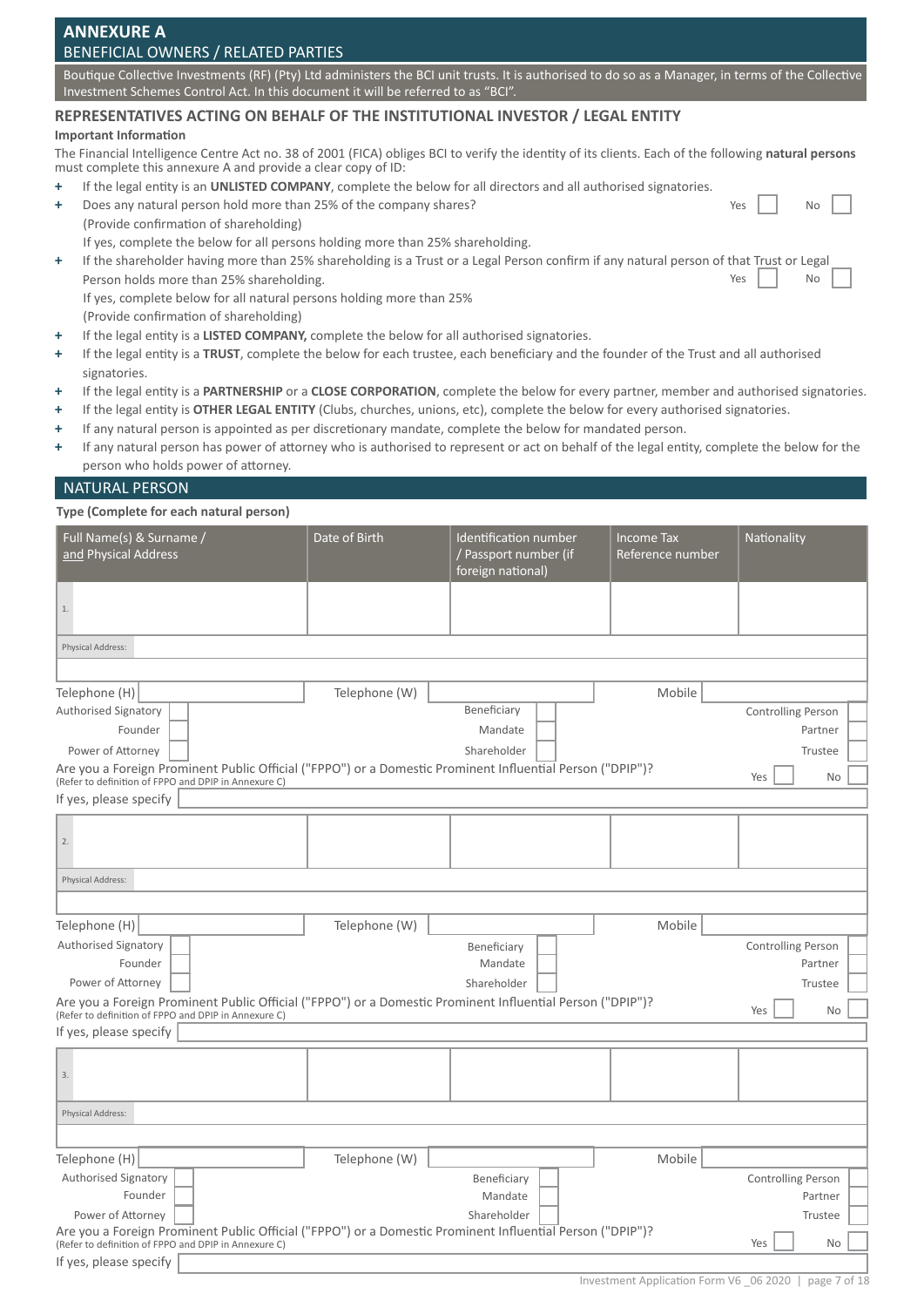## ANNEXURE A
## BENEFICIAL OWNERS / RELATED PARTIES

Boutique Collective Investments (RF) (Pty) Ltd administers the BCI unit trusts. It is authorised to do so as a Manager, in terms of the Collective Investment Schemes Control Act. In this document it will be referred to as "BCI".

### REPRESENTATIVES ACTING ON BEHALF OF THE INSTITUTIONAL INVESTOR / LEGAL ENTITY

**Important Information**

The Financial Intelligence Centre Act no. 38 of 2001 (FICA) obliges BCI to verify the identity of its clients. Each of the following **natural persons** must complete this annexure A and provide a clear copy of ID:

- If the legal entity is an **UNLISTED COMPANY**, complete the below for all directors and all authorised signatories.
- Does any natural person hold more than 25% of the company shares? Yes ☐ No ☐
  (Provide confirmation of shareholding)
  If yes, complete the below for all persons holding more than 25% shareholding.
- If the shareholder having more than 25% shareholding is a Trust or a Legal Person confirm if any natural person of that Trust or Legal Person holds more than 25% shareholding. Yes ☐ No ☐
  If yes, complete below for all natural persons holding more than 25%
  (Provide confirmation of shareholding)
- If the legal entity is a **LISTED COMPANY,** complete the below for all authorised signatories.
- If the legal entity is a **TRUST**, complete the below for each trustee, each beneficiary and the founder of the Trust and all authorised signatories.
- If the legal entity is a **PARTNERSHIP** or a **CLOSE CORPORATION**, complete the below for every partner, member and authorised signatories.
- If the legal entity is **OTHER LEGAL ENTITY** (Clubs, churches, unions, etc), complete the below for every authorised signatories.
- If any natural person is appointed as per discretionary mandate, complete the below for mandated person.
- If any natural person has power of attorney who is authorised to represent or act on behalf of the legal entity, complete the below for the person who holds power of attorney.

## NATURAL PERSON

**Type (Complete for each natural person)**

| Full Name(s) & Surname / and Physical Address | Date of Birth | Identification number / Passport number (if foreign national) | Income Tax Reference number | Nationality |
|---|---|---|---|---|
| 1. | | | | |
| Physical Address: | | | | |

Telephone (H) ____ Telephone (W) ____ Mobile ____

Authorised Signatory ☐ Beneficiary ☐ Controlling Person ☐
Founder ☐ Mandate ☐ Partner ☐
Power of Attorney ☐ Shareholder ☐ Trustee ☐

Are you a Foreign Prominent Public Official ("FPPO") or a Domestic Prominent Influential Person ("DPIP")? Yes ☐ No ☐
(Refer to definition of FPPO and DPIP in Annexure C)

If yes, please specify ____

| Full Name(s) & Surname / and Physical Address | Date of Birth | Identification number / Passport number (if foreign national) | Income Tax Reference number | Nationality |
|---|---|---|---|---|
| 2. | | | | |
| Physical Address: | | | | |

Telephone (H) ____ Telephone (W) ____ Mobile ____

Authorised Signatory ☐ Beneficiary ☐ Controlling Person ☐
Founder ☐ Mandate ☐ Partner ☐
Power of Attorney ☐ Shareholder ☐ Trustee ☐

Are you a Foreign Prominent Public Official ("FPPO") or a Domestic Prominent Influential Person ("DPIP")? Yes ☐ No ☐
(Refer to definition of FPPO and DPIP in Annexure C)

If yes, please specify ____

| Full Name(s) & Surname / and Physical Address | Date of Birth | Identification number / Passport number (if foreign national) | Income Tax Reference number | Nationality |
|---|---|---|---|---|
| 3. | | | | |
| Physical Address: | | | | |

Telephone (H) ____ Telephone (W) ____ Mobile ____

Authorised Signatory ☐ Beneficiary ☐ Controlling Person ☐
Founder ☐ Mandate ☐ Partner ☐
Power of Attorney ☐ Shareholder ☐ Trustee ☐

Are you a Foreign Prominent Public Official ("FPPO") or a Domestic Prominent Influential Person ("DPIP")? Yes ☐ No ☐
(Refer to definition of FPPO and DPIP in Annexure C)

If yes, please specify ____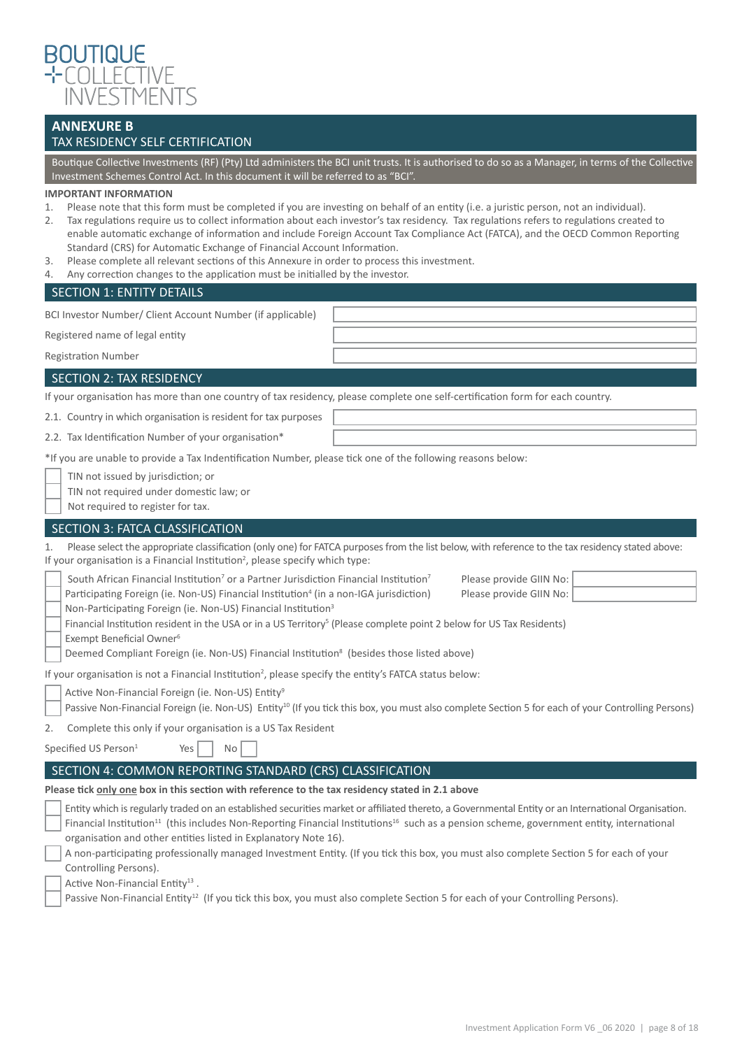BOUTIQUE COLLECTIVE INVESTMENTS

## ANNEXURE B
### TAX RESIDENCY SELF CERTIFICATION

Boutique Collective Investments (RF) (Pty) Ltd administers the BCI unit trusts. It is authorised to do so as a Manager, in terms of the Collective Investment Schemes Control Act. In this document it will be referred to as "BCI".

**IMPORTANT INFORMATION**

1. Please note that this form must be completed if you are investing on behalf of an entity (i.e. a juristic person, not an individual).
2. Tax regulations require us to collect information about each investor's tax residency. Tax regulations refers to regulations created to enable automatic exchange of information and include Foreign Account Tax Compliance Act (FATCA), and the OECD Common Reporting Standard (CRS) for Automatic Exchange of Financial Account Information.
3. Please complete all relevant sections of this Annexure in order to process this investment.
4. Any correction changes to the application must be initialled by the investor.

### SECTION 1: ENTITY DETAILS

| | |
|---|---|
| BCI Investor Number/ Client Account Number (if applicable) | |
| Registered name of legal entity | |
| Registration Number | |

### SECTION 2: TAX RESIDENCY

If your organisation has more than one country of tax residency, please complete one self-certification form for each country.

| | |
|---|---|
| 2.1. Country in which organisation is resident for tax purposes | |
| 2.2. Tax Identification Number of your organisation* | |

*If you are unable to provide a Tax Indentification Number, please tick one of the following reasons below:

- [ ] TIN not issued by jurisdiction; or
- [ ] TIN not required under domestic law; or
- [ ] Not required to register for tax.

### SECTION 3: FATCA CLASSIFICATION

1. Please select the appropriate classification (only one) for FATCA purposes from the list below, with reference to the tax residency stated above: If your organisation is a Financial Institution[2], please specify which type:

- [ ] South African Financial Institution[7] or a Partner Jurisdiction Financial Institution[7] Please provide GIIN No: ________
- [ ] Participating Foreign (ie. Non-US) Financial Institution[4] (in a non-IGA jurisdiction) Please provide GIIN No: ________
- [ ] Non-Participating Foreign (ie. Non-US) Financial Institution[3]
- [ ] Financial Institution resident in the USA or in a US Territory[5] (Please complete point 2 below for US Tax Residents)
- [ ] Exempt Beneficial Owner[6]
- [ ] Deemed Compliant Foreign (ie. Non-US) Financial Institution[8] (besides those listed above)

If your organisation is not a Financial Institution[2], please specify the entity's FATCA status below:

- [ ] Active Non-Financial Foreign (ie. Non-US) Entity[9]
- [ ] Passive Non-Financial Foreign (ie. Non-US) Entity[10] (If you tick this box, you must also complete Section 5 for each of your Controlling Persons)

2. Complete this only if your organisation is a US Tax Resident

Specified US Person[1] Yes [ ] No [ ]

### SECTION 4: COMMON REPORTING STANDARD (CRS) CLASSIFICATION

**Please tick only one box in this section with reference to the tax residency stated in 2.1 above**

- [ ] Entity which is regularly traded on an established securities market or affiliated thereto, a Governmental Entity or an International Organisation.
- [ ] Financial Institution[11] (this includes Non-Reporting Financial Institutions[16] such as a pension scheme, government entity, international organisation and other entities listed in Explanatory Note 16).
- [ ] A non-participating professionally managed Investment Entity. (If you tick this box, you must also complete Section 5 for each of your Controlling Persons).
- [ ] Active Non-Financial Entity[13] .
- [ ] Passive Non-Financial Entity[12] (If you tick this box, you must also complete Section 5 for each of your Controlling Persons).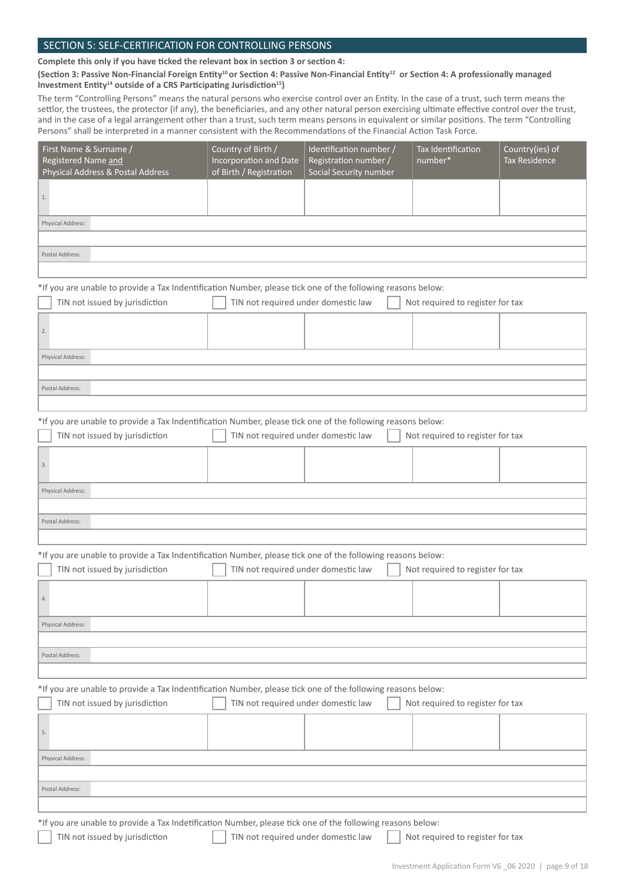## SECTION 5: SELF-CERTIFICATION FOR CONTROLLING PERSONS

**Complete this only if you have ticked the relevant box in section 3 or section 4:**

**(Section 3: Passive Non-Financial Foreign Entity[10] or Section 4: Passive Non-Financial Entity[12] or Section 4: A professionally managed Investment Entity[14] outside of a CRS Participating Jurisdiction[15])**

The term "Controlling Persons" means the natural persons who exercise control over an Entity. In the case of a trust, such term means the settlor, the trustees, the protector (if any), the beneficiaries, and any other natural person exercising ultimate effective control over the trust, and in the case of a legal arrangement other than a trust, such term means persons in equivalent or similar positions. The term "Controlling Persons" shall be interpreted in a manner consistent with the Recommendations of the Financial Action Task Force.

| First Name & Surname / Registered Name and Physical Address & Postal Address | Country of Birth / Incorporation and Date of Birth / Registration | Identification number / Registration number / Social Security number | Tax Identification number* | Country(ies) of Tax Residence |
|---|---|---|---|---|
| 1. | | | | |
| Physical Address: | | | | |
| | | | | |
| Postal Address: | | | | |
| | | | | |

*If you are unable to provide a Tax Indentification Number, please tick one of the following reasons below:

☐ TIN not issued by jurisdiction ☐ TIN not required under domestic law ☐ Not required to register for tax

| | | | | |
|---|---|---|---|---|
| 2. | | | | |
| Physical Address: | | | | |
| | | | | |
| Postal Address: | | | | |
| | | | | |

*If you are unable to provide a Tax Indentification Number, please tick one of the following reasons below:

☐ TIN not issued by jurisdiction ☐ TIN not required under domestic law ☐ Not required to register for tax

| | | | | |
|---|---|---|---|---|
| 3. | | | | |
| Physical Address: | | | | |
| | | | | |
| Postal Address: | | | | |
| | | | | |

*If you are unable to provide a Tax Indentification Number, please tick one of the following reasons below:

☐ TIN not issued by jurisdiction ☐ TIN not required under domestic law ☐ Not required to register for tax

| | | | | |
|---|---|---|---|---|
| 4. | | | | |
| Physical Address: | | | | |
| | | | | |
| Postal Address: | | | | |
| | | | | |

*If you are unable to provide a Tax Indentification Number, please tick one of the following reasons below:

☐ TIN not issued by jurisdiction ☐ TIN not required under domestic law ☐ Not required to register for tax

| | | | | |
|---|---|---|---|---|
| 5. | | | | |
| Physical Address: | | | | |
| | | | | |
| Postal Address: | | | | |
| | | | | |

*If you are unable to provide a Tax Indetification Number, please tick one of the following reasons below:

☐ TIN not issued by jurisdiction ☐ TIN not required under domestic law ☐ Not required to register for tax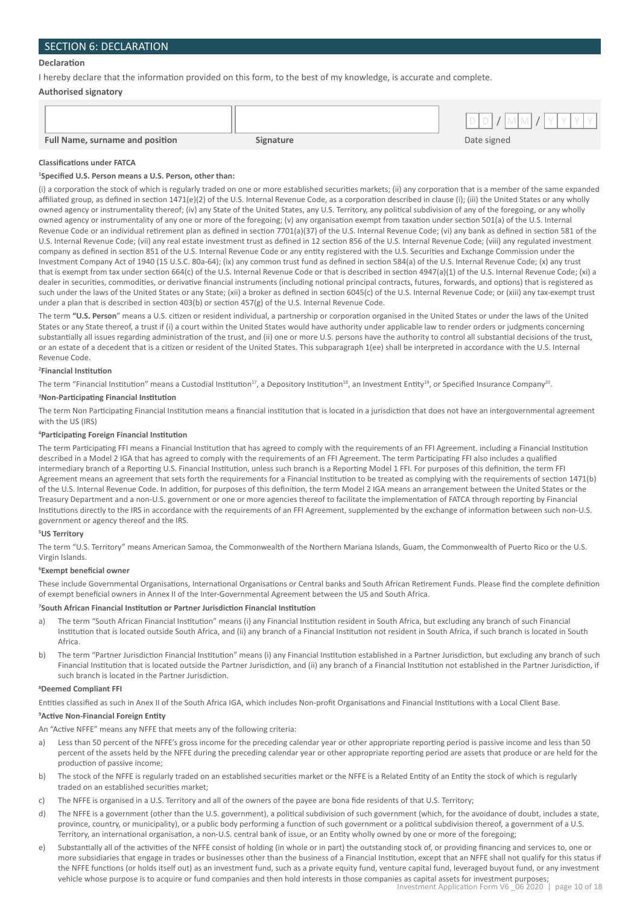## SECTION 6: DECLARATION

**Declaration**

I hereby declare that the information provided on this form, to the best of my knowledge, is accurate and complete.

**Authorised signatory**

| Full Name, surname and position | Signature | Date signed |
|---|---|---|
| | | D D / M M / Y Y Y Y |

**Classifications under FATCA**

**[1]Specified U.S. Person means a U.S. Person, other than:**

(i) a corporation the stock of which is regularly traded on one or more established securities markets; (ii) any corporation that is a member of the same expanded affiliated group, as defined in section 1471(e)(2) of the U.S. Internal Revenue Code, as a corporation described in clause (i); (iii) the United States or any wholly owned agency or instrumentality thereof; (iv) any State of the United States, any U.S. Territory, any political subdivision of any of the foregoing, or any wholly owned agency or instrumentality of any one or more of the foregoing; (v) any organisation exempt from taxation under section 501(a) of the U.S. Internal Revenue Code or an individual retirement plan as defined in section 7701(a)(37) of the U.S. Internal Revenue Code; (vi) any bank as defined in section 581 of the U.S. Internal Revenue Code; (vii) any real estate investment trust as defined in 12 section 856 of the U.S. Internal Revenue Code; (viii) any regulated investment company as defined in section 851 of the U.S. Internal Revenue Code or any entity registered with the U.S. Securities and Exchange Commission under the Investment Company Act of 1940 (15 U.S.C. 80a-64); (ix) any common trust fund as defined in section 584(a) of the U.S. Internal Revenue Code; (x) any trust that is exempt from tax under section 664(c) of the U.S. Internal Revenue Code or that is described in section 4947(a)(1) of the U.S. Internal Revenue Code; (xi) a dealer in securities, commodities, or derivative financial instruments (including notional principal contracts, futures, forwards, and options) that is registered as such under the laws of the United States or any State; (xii) a broker as defined in section 6045(c) of the U.S. Internal Revenue Code; or (xiii) any tax-exempt trust under a plan that is described in section 403(b) or section 457(g) of the U.S. Internal Revenue Code.

The term **"U.S. Person**" means a U.S. citizen or resident individual, a partnership or corporation organised in the United States or under the laws of the United States or any State thereof, a trust if (i) a court within the United States would have authority under applicable law to render orders or judgments concerning substantially all issues regarding administration of the trust, and (ii) one or more U.S. persons have the authority to control all substantial decisions of the trust, or an estate of a decedent that is a citizen or resident of the United States. This subparagraph 1(ee) shall be interpreted in accordance with the U.S. Internal Revenue Code.

**[2]Financial Institution**

The term "Financial Institution" means a Custodial Institution[17], a Depository Institution[18], an Investment Entity[19], or Specified Insurance Company[20].

**[3]Non-Participating Financial Institution**

The term Non Participating Financial Institution means a financial institution that is located in a jurisdiction that does not have an intergovernmental agreement with the US (IRS)

**[4]Participating Foreign Financial Institution**

The term Participating FFI means a Financial Institution that has agreed to comply with the requirements of an FFI Agreement. including a Financial Institution described in a Model 2 IGA that has agreed to comply with the requirements of an FFI Agreement. The term Participating FFI also includes a qualified intermediary branch of a Reporting U.S. Financial Institution, unless such branch is a Reporting Model 1 FFI. For purposes of this definition, the term FFI Agreement means an agreement that sets forth the requirements for a Financial Institution to be treated as complying with the requirements of section 1471(b) of the U.S. Internal Revenue Code. In addition, for purposes of this definition, the term Model 2 IGA means an arrangement between the United States or the Treasury Department and a non-U.S. government or one or more agencies thereof to facilitate the implementation of FATCA through reporting by Financial Institutions directly to the IRS in accordance with the requirements of an FFI Agreement, supplemented by the exchange of information between such non-U.S. government or agency thereof and the IRS.

**[5]US Territory**

The term "U.S. Territory" means American Samoa, the Commonwealth of the Northern Mariana Islands, Guam, the Commonwealth of Puerto Rico or the U.S. Virgin Islands.

**[6]Exempt beneficial owner**

These include Governmental Organisations, International Organisations or Central banks and South African Retirement Funds. Please find the complete definition of exempt beneficial owners in Annex II of the Inter-Governmental Agreement between the US and South Africa.

**[7]South African Financial Institution or Partner Jurisdiction Financial Institution**

a) The term "South African Financial Institution" means (i) any Financial Institution resident in South Africa, but excluding any branch of such Financial Institution that is located outside South Africa, and (ii) any branch of a Financial Institution not resident in South Africa, if such branch is located in South Africa.

b) The term "Partner Jurisdiction Financial Institution" means (i) any Financial Institution established in a Partner Jurisdiction, but excluding any branch of such Financial Institution that is located outside the Partner Jurisdiction, and (ii) any branch of a Financial Institution not established in the Partner Jurisdiction, if such branch is located in the Partner Jurisdiction.

**[8]Deemed Compliant FFI**

Entities classified as such in Anex II of the South Africa IGA, which includes Non-profit Organisations and Financial Institutions with a Local Client Base.

**[9]Active Non-Financial Foreign Entity**

An "Active NFFE" means any NFFE that meets any of the following criteria:

a) Less than 50 percent of the NFFE's gross income for the preceding calendar year or other appropriate reporting period is passive income and less than 50 percent of the assets held by the NFFE during the preceding calendar year or other appropriate reporting period are assets that produce or are held for the production of passive income;

b) The stock of the NFFE is regularly traded on an established securities market or the NFFE is a Related Entity of an Entity the stock of which is regularly traded on an established securities market;

c) The NFFE is organised in a U.S. Territory and all of the owners of the payee are bona fide residents of that U.S. Territory;

d) The NFFE is a government (other than the U.S. government), a political subdivision of such government (which, for the avoidance of doubt, includes a state, province, country, or municipality), or a public body performing a function of such government or a political subdivision thereof, a government of a U.S. Territory, an international organisation, a non-U.S. central bank of issue, or an Entity wholly owned by one or more of the foregoing;

e) Substantially all of the activities of the NFFE consist of holding (in whole or in part) the outstanding stock of, or providing financing and services to, one or more subsidiaries that engage in trades or businesses other than the business of a Financial Institution, except that an NFFE shall not qualify for this status if the NFFE functions (or holds itself out) as an investment fund, such as a private equity fund, venture capital fund, leveraged buyout fund, or any investment vehicle whose purpose is to acquire or fund companies and then hold interests in those companies as capital assets for investment purposes;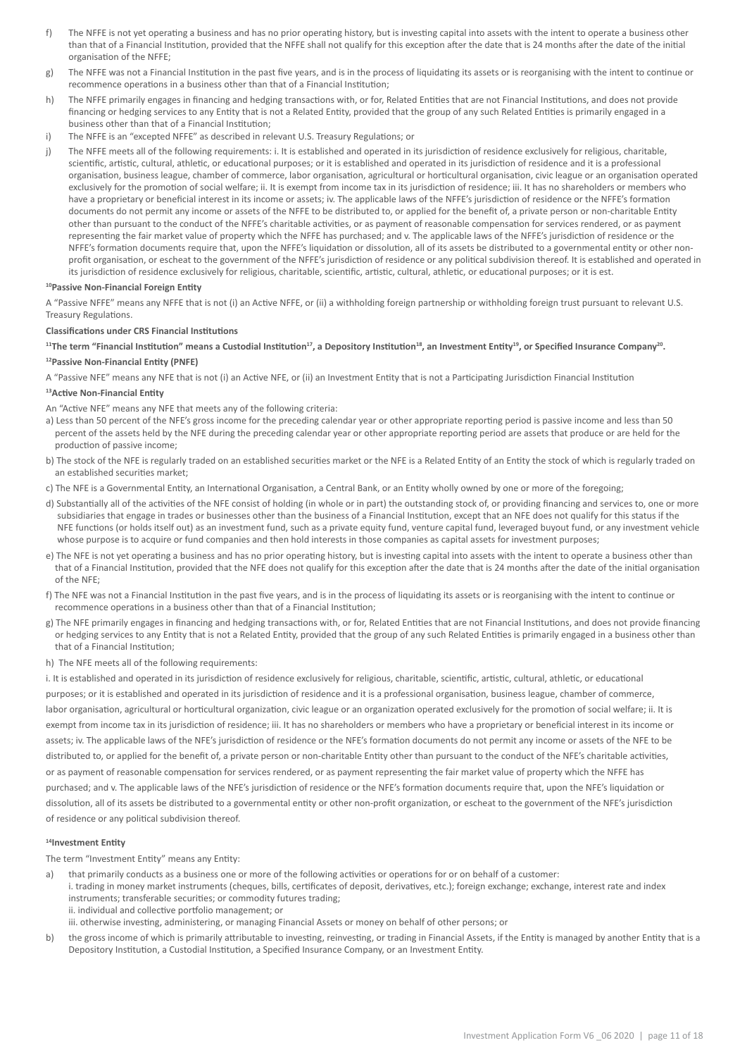f) The NFFE is not yet operating a business and has no prior operating history, but is investing capital into assets with the intent to operate a business other than that of a Financial Institution, provided that the NFFE shall not qualify for this exception after the date that is 24 months after the date of the initial organisation of the NFFE;

g) The NFFE was not a Financial Institution in the past five years, and is in the process of liquidating its assets or is reorganising with the intent to continue or recommence operations in a business other than that of a Financial Institution;

h) The NFFE primarily engages in financing and hedging transactions with, or for, Related Entities that are not Financial Institutions, and does not provide financing or hedging services to any Entity that is not a Related Entity, provided that the group of any such Related Entities is primarily engaged in a business other than that of a Financial Institution;

i) The NFFE is an "excepted NFFE" as described in relevant U.S. Treasury Regulations; or

j) The NFFE meets all of the following requirements: i. It is established and operated in its jurisdiction of residence exclusively for religious, charitable, scientific, artistic, cultural, athletic, or educational purposes; or it is established and operated in its jurisdiction of residence and it is a professional organisation, business league, chamber of commerce, labor organisation, agricultural or horticultural organisation, civic league or an organisation operated exclusively for the promotion of social welfare; ii. It is exempt from income tax in its jurisdiction of residence; iii. It has no shareholders or members who have a proprietary or beneficial interest in its income or assets; iv. The applicable laws of the NFFE's jurisdiction of residence or the NFFE's formation documents do not permit any income or assets of the NFFE to be distributed to, or applied for the benefit of, a private person or non-charitable Entity other than pursuant to the conduct of the NFFE's charitable activities, or as payment of reasonable compensation for services rendered, or as payment representing the fair market value of property which the NFFE has purchased; and v. The applicable laws of the NFFE's jurisdiction of residence or the NFFE's formation documents require that, upon the NFFE's liquidation or dissolution, all of its assets be distributed to a governmental entity or other non-profit organisation, or escheat to the government of the NFFE's jurisdiction of residence or any political subdivision thereof. It is established and operated in its jurisdiction of residence exclusively for religious, charitable, scientific, artistic, cultural, athletic, or educational purposes; or it is est.

**[10]Passive Non-Financial Foreign Entity**

A "Passive NFFE" means any NFFE that is not (i) an Active NFFE, or (ii) a withholding foreign partnership or withholding foreign trust pursuant to relevant U.S. Treasury Regulations.

**Classifications under CRS Financial Institutions**

**[11]The term "Financial Institution" means a Custodial Institution[17], a Depository Institution[18], an Investment Entity[19], or Specified Insurance Company[20].**

**[12]Passive Non-Financial Entity (PNFE)**

A "Passive NFE" means any NFE that is not (i) an Active NFE, or (ii) an Investment Entity that is not a Participating Jurisdiction Financial Institution

**[13]Active Non-Financial Entity**

An "Active NFE" means any NFE that meets any of the following criteria:

a) Less than 50 percent of the NFE's gross income for the preceding calendar year or other appropriate reporting period is passive income and less than 50 percent of the assets held by the NFE during the preceding calendar year or other appropriate reporting period are assets that produce or are held for the production of passive income;

b) The stock of the NFE is regularly traded on an established securities market or the NFE is a Related Entity of an Entity the stock of which is regularly traded on an established securities market;

c) The NFE is a Governmental Entity, an International Organisation, a Central Bank, or an Entity wholly owned by one or more of the foregoing;

d) Substantially all of the activities of the NFE consist of holding (in whole or in part) the outstanding stock of, or providing financing and services to, one or more subsidiaries that engage in trades or businesses other than the business of a Financial Institution, except that an NFE does not qualify for this status if the NFE functions (or holds itself out) as an investment fund, such as a private equity fund, venture capital fund, leveraged buyout fund, or any investment vehicle whose purpose is to acquire or fund companies and then hold interests in those companies as capital assets for investment purposes;

e) The NFE is not yet operating a business and has no prior operating history, but is investing capital into assets with the intent to operate a business other than that of a Financial Institution, provided that the NFE does not qualify for this exception after the date that is 24 months after the date of the initial organisation of the NFE;

f) The NFE was not a Financial Institution in the past five years, and is in the process of liquidating its assets or is reorganising with the intent to continue or recommence operations in a business other than that of a Financial Institution;

g) The NFE primarily engages in financing and hedging transactions with, or for, Related Entities that are not Financial Institutions, and does not provide financing or hedging services to any Entity that is not a Related Entity, provided that the group of any such Related Entities is primarily engaged in a business other than that of a Financial Institution;

h) The NFE meets all of the following requirements:

i. It is established and operated in its jurisdiction of residence exclusively for religious, charitable, scientific, artistic, cultural, athletic, or educational purposes; or it is established and operated in its jurisdiction of residence and it is a professional organisation, business league, chamber of commerce, labor organisation, agricultural or horticultural organization, civic league or an organization operated exclusively for the promotion of social welfare; ii. It is exempt from income tax in its jurisdiction of residence; iii. It has no shareholders or members who have a proprietary or beneficial interest in its income or assets; iv. The applicable laws of the NFE's jurisdiction of residence or the NFE's formation documents do not permit any income or assets of the NFE to be distributed to, or applied for the benefit of, a private person or non-charitable Entity other than pursuant to the conduct of the NFE's charitable activities, or as payment of reasonable compensation for services rendered, or as payment representing the fair market value of property which the NFFE has purchased; and v. The applicable laws of the NFE's jurisdiction of residence or the NFE's formation documents require that, upon the NFE's liquidation or dissolution, all of its assets be distributed to a governmental entity or other non-profit organization, or escheat to the government of the NFE's jurisdiction of residence or any political subdivision thereof.

**[14]Investment Entity**

The term "Investment Entity" means any Entity:

a) that primarily conducts as a business one or more of the following activities or operations for or on behalf of a customer:
   i. trading in money market instruments (cheques, bills, certificates of deposit, derivatives, etc.); foreign exchange; exchange, interest rate and index instruments; transferable securities; or commodity futures trading;
   ii. individual and collective portfolio management; or
   iii. otherwise investing, administering, or managing Financial Assets or money on behalf of other persons; or

b) the gross income of which is primarily attributable to investing, reinvesting, or trading in Financial Assets, if the Entity is managed by another Entity that is a Depository Institution, a Custodial Institution, a Specified Insurance Company, or an Investment Entity.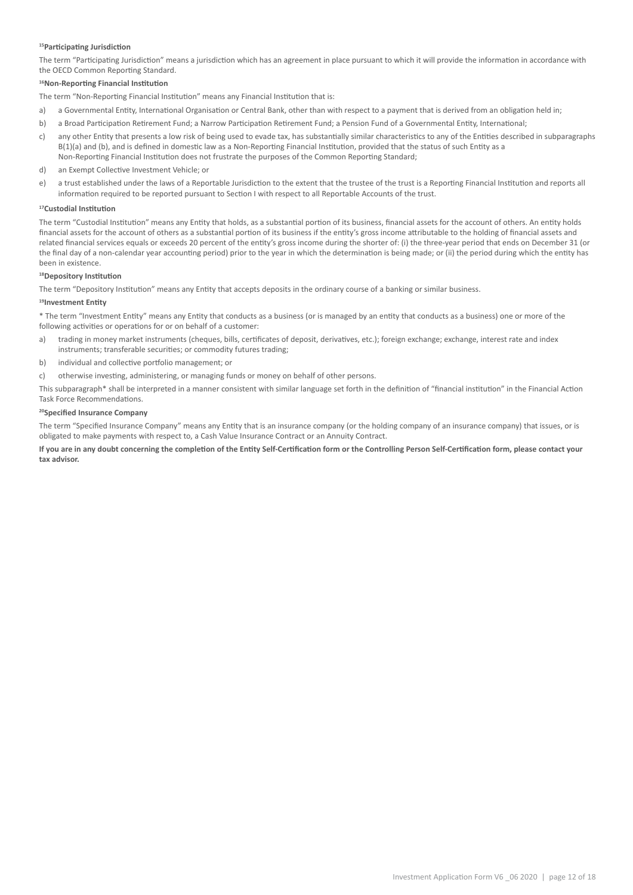#### [15]Participating Jurisdiction

The term "Participating Jurisdiction" means a jurisdiction which has an agreement in place pursuant to which it will provide the information in accordance with the OECD Common Reporting Standard.

#### [16]Non-Reporting Financial Institution

The term "Non-Reporting Financial Institution" means any Financial Institution that is:

a) a Governmental Entity, International Organisation or Central Bank, other than with respect to a payment that is derived from an obligation held in;

b) a Broad Participation Retirement Fund; a Narrow Participation Retirement Fund; a Pension Fund of a Governmental Entity, International;

c) any other Entity that presents a low risk of being used to evade tax, has substantially similar characteristics to any of the Entities described in subparagraphs B(1)(a) and (b), and is defined in domestic law as a Non-Reporting Financial Institution, provided that the status of such Entity as a Non-Reporting Financial Institution does not frustrate the purposes of the Common Reporting Standard;

d) an Exempt Collective Investment Vehicle; or

e) a trust established under the laws of a Reportable Jurisdiction to the extent that the trustee of the trust is a Reporting Financial Institution and reports all information required to be reported pursuant to Section I with respect to all Reportable Accounts of the trust.

#### [17]Custodial Institution

The term "Custodial Institution" means any Entity that holds, as a substantial portion of its business, financial assets for the account of others. An entity holds financial assets for the account of others as a substantial portion of its business if the entity's gross income attributable to the holding of financial assets and related financial services equals or exceeds 20 percent of the entity's gross income during the shorter of: (i) the three-year period that ends on December 31 (or the final day of a non-calendar year accounting period) prior to the year in which the determination is being made; or (ii) the period during which the entity has been in existence.

#### [18]Depository Institution

The term "Depository Institution" means any Entity that accepts deposits in the ordinary course of a banking or similar business.

#### [19]Investment Entity

* The term "Investment Entity" means any Entity that conducts as a business (or is managed by an entity that conducts as a business) one or more of the following activities or operations for or on behalf of a customer:

a) trading in money market instruments (cheques, bills, certificates of deposit, derivatives, etc.); foreign exchange; exchange, interest rate and index instruments; transferable securities; or commodity futures trading;

b) individual and collective portfolio management; or

c) otherwise investing, administering, or managing funds or money on behalf of other persons.

This subparagraph* shall be interpreted in a manner consistent with similar language set forth in the definition of "financial institution" in the Financial Action Task Force Recommendations.

#### [20]Specified Insurance Company

The term "Specified Insurance Company" means any Entity that is an insurance company (or the holding company of an insurance company) that issues, or is obligated to make payments with respect to, a Cash Value Insurance Contract or an Annuity Contract.

**If you are in any doubt concerning the completion of the Entity Self-Certification form or the Controlling Person Self-Certification form, please contact your tax advisor.**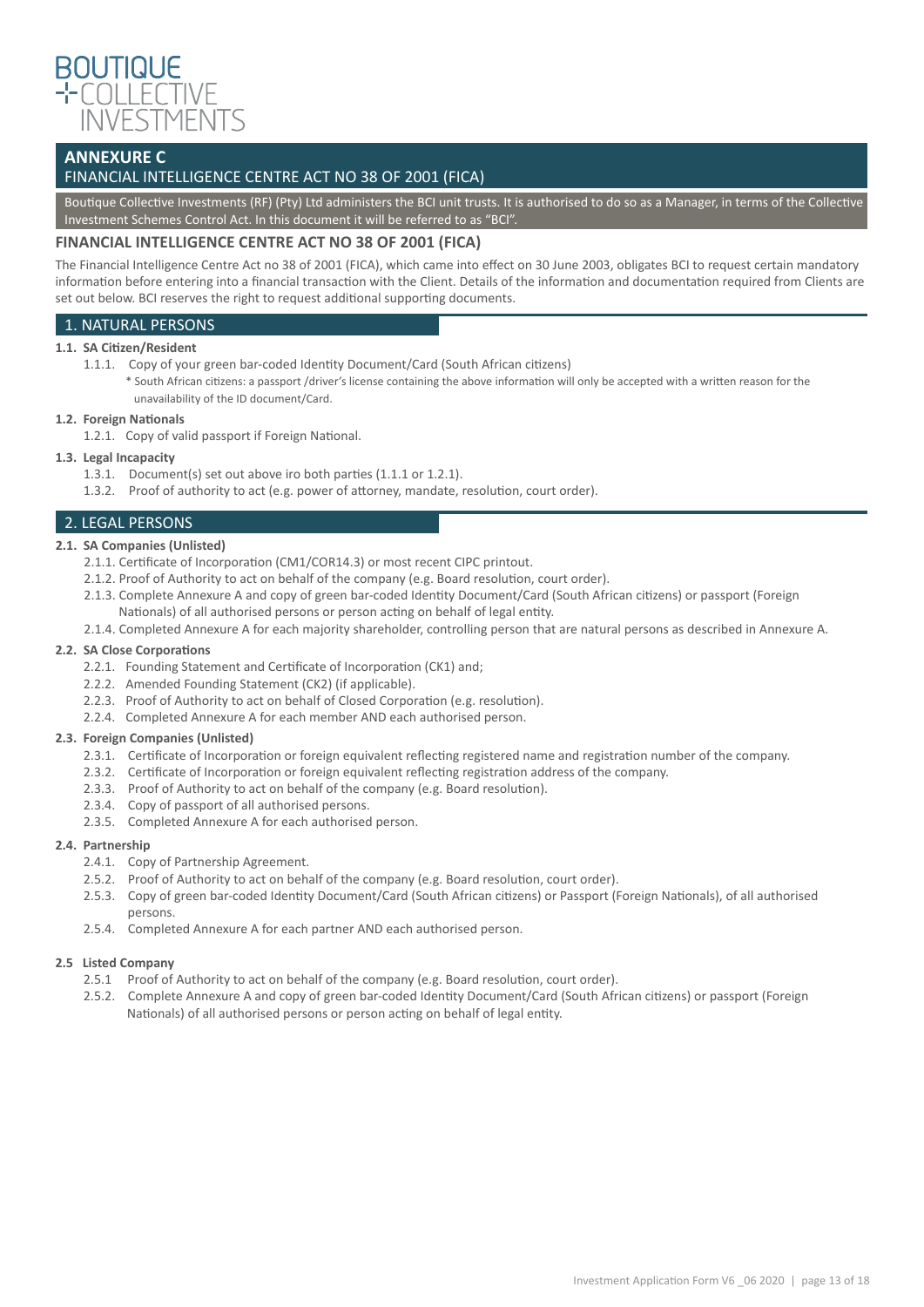BOUTIQUE
COLLECTIVE
INVESTMENTS

## ANNEXURE C
### FINANCIAL INTELLIGENCE CENTRE ACT NO 38 OF 2001 (FICA)

Boutique Collective Investments (RF) (Pty) Ltd administers the BCI unit trusts. It is authorised to do so as a Manager, in terms of the Collective Investment Schemes Control Act. In this document it will be referred to as "BCI".

### FINANCIAL INTELLIGENCE CENTRE ACT NO 38 OF 2001 (FICA)

The Financial Intelligence Centre Act no 38 of 2001 (FICA), which came into effect on 30 June 2003, obligates BCI to request certain mandatory information before entering into a financial transaction with the Client. Details of the information and documentation required from Clients are set out below. BCI reserves the right to request additional supporting documents.

### 1. NATURAL PERSONS

**1.1. SA Citizen/Resident**

1.1.1. Copy of your green bar-coded Identity Document/Card (South African citizens)

\* South African citizens: a passport /driver's license containing the above information will only be accepted with a written reason for the unavailability of the ID document/Card.

**1.2. Foreign Nationals**

1.2.1. Copy of valid passport if Foreign National.

**1.3. Legal Incapacity**

1.3.1. Document(s) set out above iro both parties (1.1.1 or 1.2.1).

1.3.2. Proof of authority to act (e.g. power of attorney, mandate, resolution, court order).

### 2. LEGAL PERSONS

**2.1. SA Companies (Unlisted)**

2.1.1. Certificate of Incorporation (CM1/COR14.3) or most recent CIPC printout.

2.1.2. Proof of Authority to act on behalf of the company (e.g. Board resolution, court order).

2.1.3. Complete Annexure A and copy of green bar-coded Identity Document/Card (South African citizens) or passport (Foreign Nationals) of all authorised persons or person acting on behalf of legal entity.

2.1.4. Completed Annexure A for each majority shareholder, controlling person that are natural persons as described in Annexure A.

**2.2. SA Close Corporations**

2.2.1. Founding Statement and Certificate of Incorporation (CK1) and;

2.2.2. Amended Founding Statement (CK2) (if applicable).

2.2.3. Proof of Authority to act on behalf of Closed Corporation (e.g. resolution).

2.2.4. Completed Annexure A for each member AND each authorised person.

**2.3. Foreign Companies (Unlisted)**

2.3.1. Certificate of Incorporation or foreign equivalent reflecting registered name and registration number of the company.

2.3.2. Certificate of Incorporation or foreign equivalent reflecting registration address of the company.

2.3.3. Proof of Authority to act on behalf of the company (e.g. Board resolution).

2.3.4. Copy of passport of all authorised persons.

2.3.5. Completed Annexure A for each authorised person.

**2.4. Partnership**

2.4.1. Copy of Partnership Agreement.

2.5.2. Proof of Authority to act on behalf of the company (e.g. Board resolution, court order).

2.5.3. Copy of green bar-coded Identity Document/Card (South African citizens) or Passport (Foreign Nationals), of all authorised persons.

2.5.4. Completed Annexure A for each partner AND each authorised person.

**2.5 Listed Company**

2.5.1 Proof of Authority to act on behalf of the company (e.g. Board resolution, court order).

2.5.2. Complete Annexure A and copy of green bar-coded Identity Document/Card (South African citizens) or passport (Foreign Nationals) of all authorised persons or person acting on behalf of legal entity.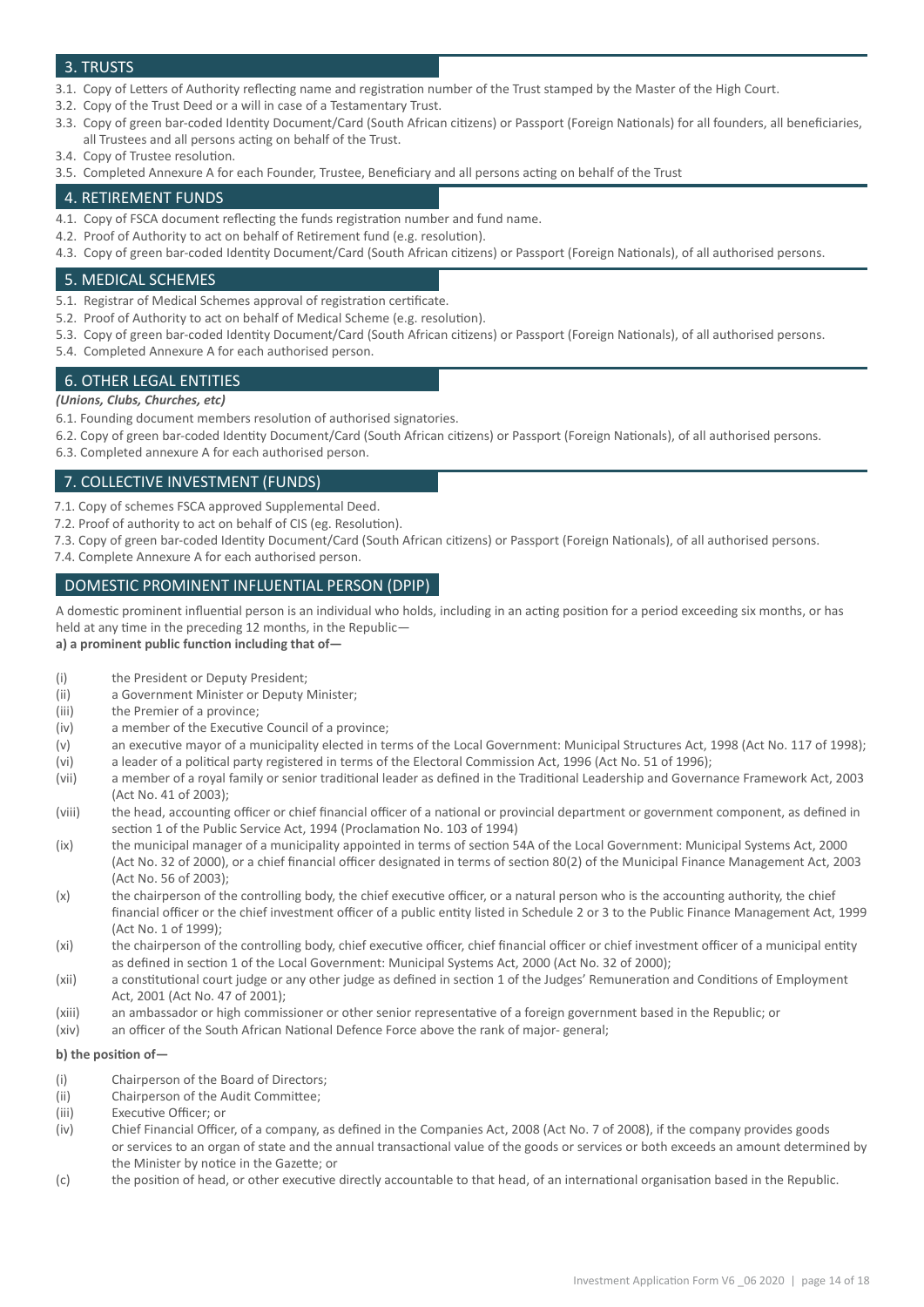## 3. TRUSTS

3.1. Copy of Letters of Authority reflecting name and registration number of the Trust stamped by the Master of the High Court.
3.2. Copy of the Trust Deed or a will in case of a Testamentary Trust.
3.3. Copy of green bar-coded Identity Document/Card (South African citizens) or Passport (Foreign Nationals) for all founders, all beneficiaries, all Trustees and all persons acting on behalf of the Trust.
3.4. Copy of Trustee resolution.
3.5. Completed Annexure A for each Founder, Trustee, Beneficiary and all persons acting on behalf of the Trust

## 4. RETIREMENT FUNDS

4.1. Copy of FSCA document reflecting the funds registration number and fund name.
4.2. Proof of Authority to act on behalf of Retirement fund (e.g. resolution).
4.3. Copy of green bar-coded Identity Document/Card (South African citizens) or Passport (Foreign Nationals), of all authorised persons.

## 5. MEDICAL SCHEMES

5.1. Registrar of Medical Schemes approval of registration certificate.
5.2. Proof of Authority to act on behalf of Medical Scheme (e.g. resolution).
5.3. Copy of green bar-coded Identity Document/Card (South African citizens) or Passport (Foreign Nationals), of all authorised persons.
5.4. Completed Annexure A for each authorised person.

## 6. OTHER LEGAL ENTITIES

***(Unions, Clubs, Churches, etc)***

6.1. Founding document members resolution of authorised signatories.
6.2. Copy of green bar-coded Identity Document/Card (South African citizens) or Passport (Foreign Nationals), of all authorised persons.
6.3. Completed annexure A for each authorised person.

## 7. COLLECTIVE INVESTMENT (FUNDS)

7.1. Copy of schemes FSCA approved Supplemental Deed.
7.2. Proof of authority to act on behalf of CIS (eg. Resolution).
7.3. Copy of green bar-coded Identity Document/Card (South African citizens) or Passport (Foreign Nationals), of all authorised persons.
7.4. Complete Annexure A for each authorised person.

## DOMESTIC PROMINENT INFLUENTIAL PERSON (DPIP)

A domestic prominent influential person is an individual who holds, including in an acting position for a period exceeding six months, or has held at any time in the preceding 12 months, in the Republic—

**a) a prominent public function including that of—**

(i) the President or Deputy President;
(ii) a Government Minister or Deputy Minister;
(iii) the Premier of a province;
(iv) a member of the Executive Council of a province;
(v) an executive mayor of a municipality elected in terms of the Local Government: Municipal Structures Act, 1998 (Act No. 117 of 1998);
(vi) a leader of a political party registered in terms of the Electoral Commission Act, 1996 (Act No. 51 of 1996);
(vii) a member of a royal family or senior traditional leader as defined in the Traditional Leadership and Governance Framework Act, 2003 (Act No. 41 of 2003);
(viii) the head, accounting officer or chief financial officer of a national or provincial department or government component, as defined in section 1 of the Public Service Act, 1994 (Proclamation No. 103 of 1994)
(ix) the municipal manager of a municipality appointed in terms of section 54A of the Local Government: Municipal Systems Act, 2000 (Act No. 32 of 2000), or a chief financial officer designated in terms of section 80(2) of the Municipal Finance Management Act, 2003 (Act No. 56 of 2003);
(x) the chairperson of the controlling body, the chief executive officer, or a natural person who is the accounting authority, the chief financial officer or the chief investment officer of a public entity listed in Schedule 2 or 3 to the Public Finance Management Act, 1999 (Act No. 1 of 1999);
(xi) the chairperson of the controlling body, chief executive officer, chief financial officer or chief investment officer of a municipal entity as defined in section 1 of the Local Government: Municipal Systems Act, 2000 (Act No. 32 of 2000);
(xii) a constitutional court judge or any other judge as defined in section 1 of the Judges' Remuneration and Conditions of Employment Act, 2001 (Act No. 47 of 2001);
(xiii) an ambassador or high commissioner or other senior representative of a foreign government based in the Republic; or
(xiv) an officer of the South African National Defence Force above the rank of major- general;

**b) the position of—**

(i) Chairperson of the Board of Directors;
(ii) Chairperson of the Audit Committee;
(iii) Executive Officer; or
(iv) Chief Financial Officer, of a company, as defined in the Companies Act, 2008 (Act No. 7 of 2008), if the company provides goods or services to an organ of state and the annual transactional value of the goods or services or both exceeds an amount determined by the Minister by notice in the Gazette; or

(c) the position of head, or other executive directly accountable to that head, of an international organisation based in the Republic.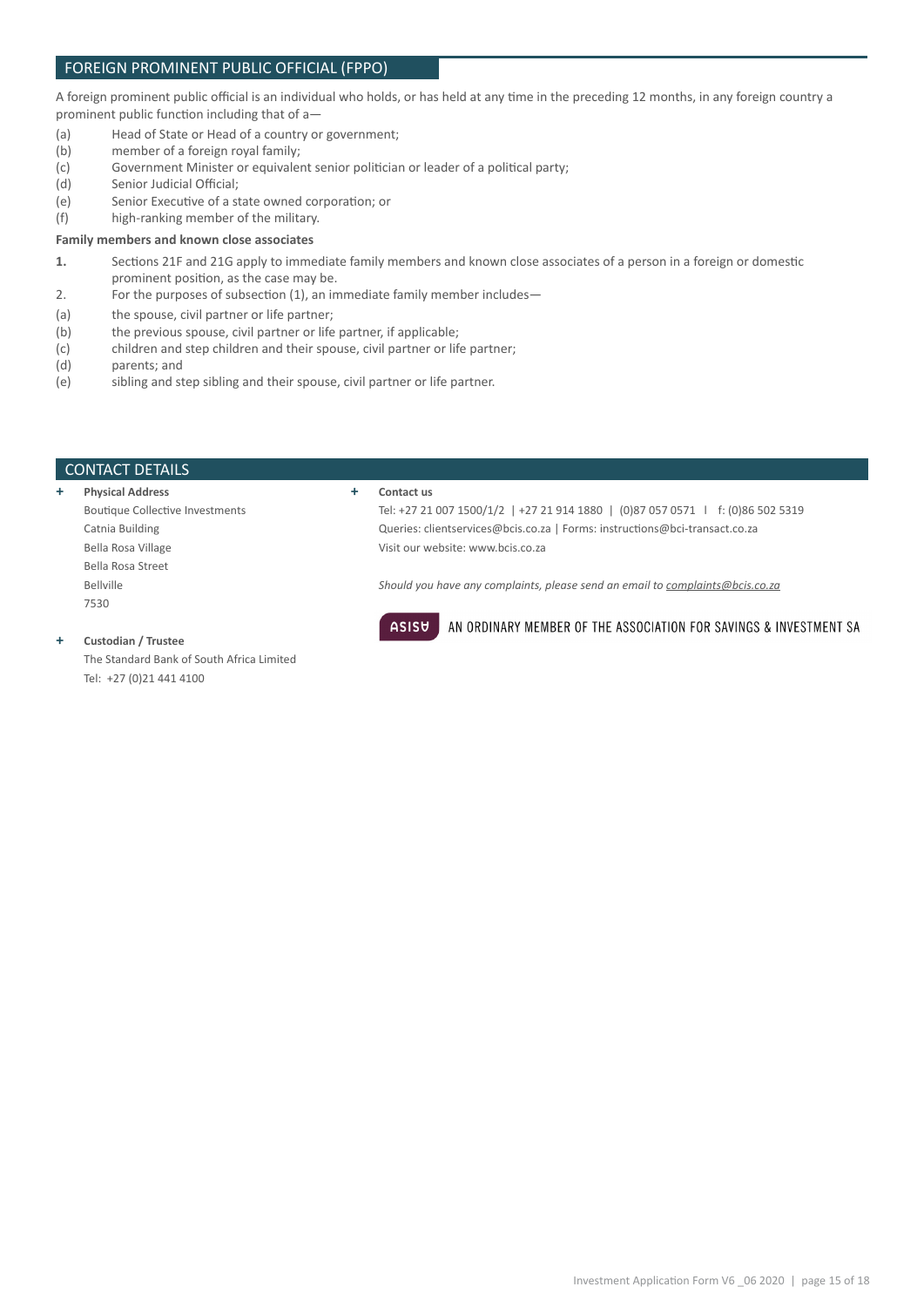## FOREIGN PROMINENT PUBLIC OFFICIAL (FPPO)

A foreign prominent public official is an individual who holds, or has held at any time in the preceding 12 months, in any foreign country a prominent public function including that of a—

- (a) Head of State or Head of a country or government;
- (b) member of a foreign royal family;
- (c) Government Minister or equivalent senior politician or leader of a political party;
- (d) Senior Judicial Official;
- (e) Senior Executive of a state owned corporation; or
- (f) high-ranking member of the military.

**Family members and known close associates**

**1.** Sections 21F and 21G apply to immediate family members and known close associates of a person in a foreign or domestic prominent position, as the case may be.

2. For the purposes of subsection (1), an immediate family member includes—

- (a) the spouse, civil partner or life partner;
- (b) the previous spouse, civil partner or life partner, if applicable;
- (c) children and step children and their spouse, civil partner or life partner;
- (d) parents; and
- (e) sibling and step sibling and their spouse, civil partner or life partner.

## CONTACT DETAILS

**Physical Address**

Boutique Collective Investments
Catnia Building
Bella Rosa Village
Bella Rosa Street
Bellville
7530

**Custodian / Trustee**

The Standard Bank of South Africa Limited
Tel: +27 (0)21 441 4100

**Contact us**

Tel: +27 21 007 1500/1/2 | +27 21 914 1880 | (0)87 057 0571 l f: (0)86 502 5319
Queries: clientservices@bcis.co.za | Forms: instructions@bci-transact.co.za
Visit our website: www.bcis.co.za

*Should you have any complaints, please send an email to complaints@bcis.co.za*

ASISA AN ORDINARY MEMBER OF THE ASSOCIATION FOR SAVINGS & INVESTMENT SA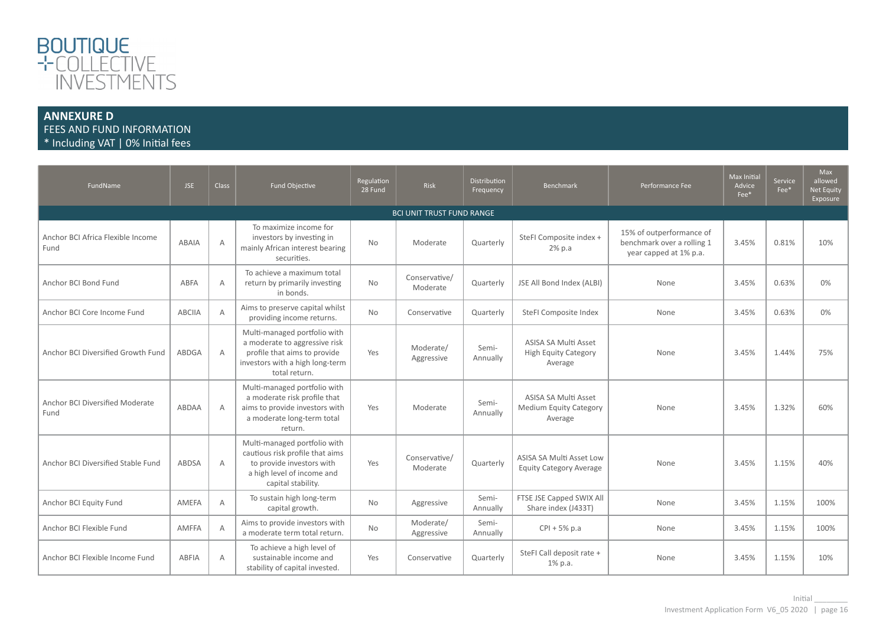BOUTIQUE
COLLECTIVE
INVESTMENTS

## ANNEXURE D

FEES AND FUND INFORMATION

* Including VAT | 0% Initial fees

| FundName | JSE | Class | Fund Objective | Regulation 28 Fund | Risk | Distribution Frequency | Benchmark | Performance Fee | Max Initial Advice Fee* | Service Fee* | Max allowed Net Equity Exposure |
|---|---|---|---|---|---|---|---|---|---|---|---|
| BCI UNIT TRUST FUND RANGE | | | | | | | | | | | |
| Anchor BCI Africa Flexible Income Fund | ABAIA | A | To maximize income for investors by investing in mainly African interest bearing securities. | No | Moderate | Quarterly | SteFI Composite index + 2% p.a | 15% of outperformance of benchmark over a rolling 1 year capped at 1% p.a. | 3.45% | 0.81% | 10% |
| Anchor BCI Bond Fund | ABFA | A | To achieve a maximum total return by primarily investing in bonds. | No | Conservative/ Moderate | Quarterly | JSE All Bond Index (ALBI) | None | 3.45% | 0.63% | 0% |
| Anchor BCI Core Income Fund | ABCIIA | A | Aims to preserve capital whilst providing income returns. | No | Conservative | Quarterly | SteFI Composite Index | None | 3.45% | 0.63% | 0% |
| Anchor BCI Diversified Growth Fund | ABDGA | A | Multi-managed portfolio with a moderate to aggressive risk profile that aims to provide investors with a high long-term total return. | Yes | Moderate/ Aggressive | Semi-Annually | ASISA SA Multi Asset High Equity Category Average | None | 3.45% | 1.44% | 75% |
| Anchor BCI Diversified Moderate Fund | ABDAA | A | Multi-managed portfolio with a moderate risk profile that aims to provide investors with a moderate long-term total return. | Yes | Moderate | Semi-Annually | ASISA SA Multi Asset Medium Equity Category Average | None | 3.45% | 1.32% | 60% |
| Anchor BCI Diversified Stable Fund | ABDSA | A | Multi-managed portfolio with cautious risk profile that aims to provide investors with a high level of income and capital stability. | Yes | Conservative/ Moderate | Quarterly | ASISA SA Multi Asset Low Equity Category Average | None | 3.45% | 1.15% | 40% |
| Anchor BCI Equity Fund | AMEFA | A | To sustain high long-term capital growth. | No | Aggressive | Semi-Annually | FTSE JSE Capped SWIX All Share index (J433T) | None | 3.45% | 1.15% | 100% |
| Anchor BCI Flexible Fund | AMFFA | A | Aims to provide investors with a moderate term total return. | No | Moderate/ Aggressive | Semi-Annually | CPI + 5% p.a | None | 3.45% | 1.15% | 100% |
| Anchor BCI Flexible Income Fund | ABFIA | A | To achieve a high level of sustainable income and stability of capital invested. | Yes | Conservative | Quarterly | SteFI Call deposit rate + 1% p.a. | None | 3.45% | 1.15% | 10% |

Initial ________

Investment Application Form V6_05 2020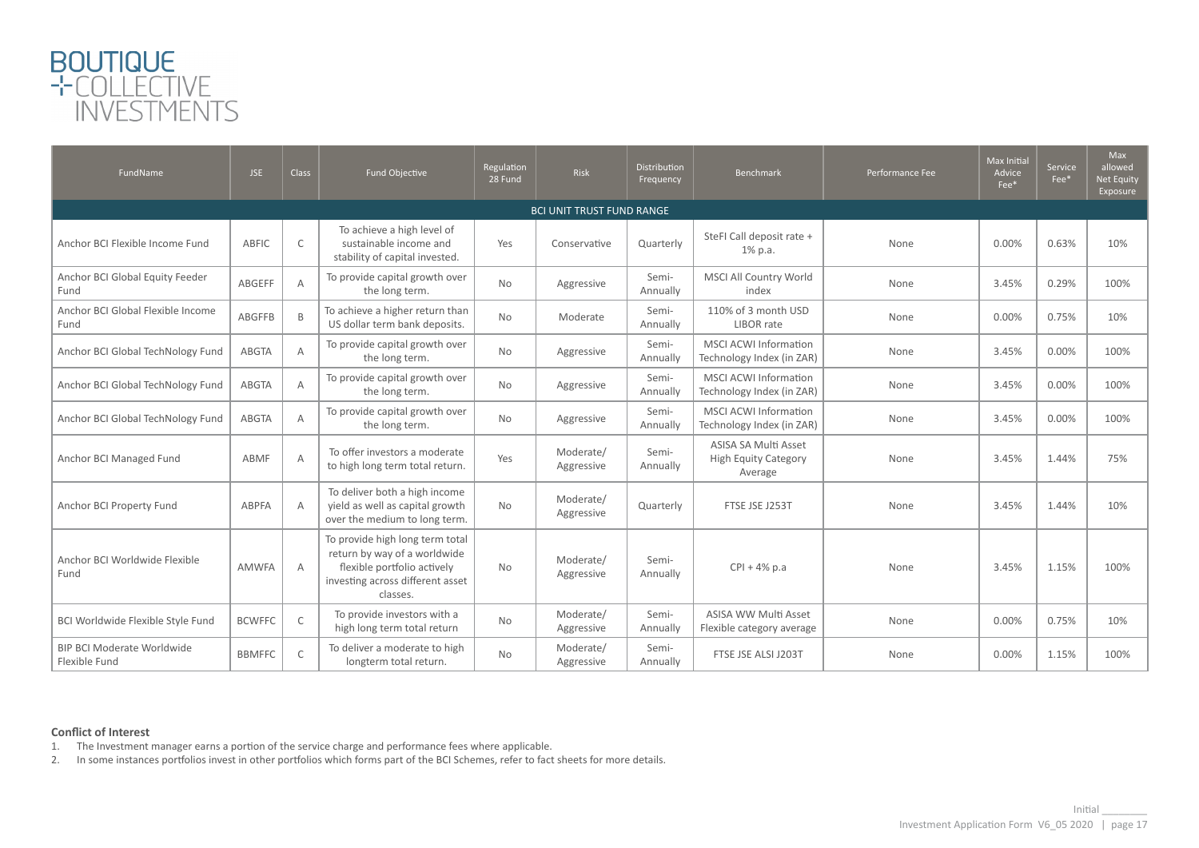# BOUTIQUE COLLECTIVE INVESTMENTS

| FundName | JSE | Class | Fund Objective | Regulation 28 Fund | Risk | Distribution Frequency | Benchmark | Performance Fee | Max Initial Advice Fee* | Service Fee* | Max allowed Net Equity Exposure |
|---|---|---|---|---|---|---|---|---|---|---|---|
| BCI UNIT TRUST FUND RANGE | | | | | | | | | | | |
| Anchor BCI Flexible Income Fund | ABFIC | C | To achieve a high level of sustainable income and stability of capital invested. | Yes | Conservative | Quarterly | SteFI Call deposit rate + 1% p.a. | None | 0.00% | 0.63% | 10% |
| Anchor BCI Global Equity Feeder Fund | ABGEFF | A | To provide capital growth over the long term. | No | Aggressive | Semi-Annually | MSCI All Country World index | None | 3.45% | 0.29% | 100% |
| Anchor BCI Global Flexible Income Fund | ABGFFB | B | To achieve a higher return than US dollar term bank deposits. | No | Moderate | Semi-Annually | 110% of 3 month USD LIBOR rate | None | 0.00% | 0.75% | 10% |
| Anchor BCI Global TechNology Fund | ABGTA | A | To provide capital growth over the long term. | No | Aggressive | Semi-Annually | MSCI ACWI Information Technology Index (in ZAR) | None | 3.45% | 0.00% | 100% |
| Anchor BCI Global TechNology Fund | ABGTA | A | To provide capital growth over the long term. | No | Aggressive | Semi-Annually | MSCI ACWI Information Technology Index (in ZAR) | None | 3.45% | 0.00% | 100% |
| Anchor BCI Global TechNology Fund | ABGTA | A | To provide capital growth over the long term. | No | Aggressive | Semi-Annually | MSCI ACWI Information Technology Index (in ZAR) | None | 3.45% | 0.00% | 100% |
| Anchor BCI Managed Fund | ABMF | A | To offer investors a moderate to high long term total return. | Yes | Moderate/ Aggressive | Semi-Annually | ASISA SA Multi Asset High Equity Category Average | None | 3.45% | 1.44% | 75% |
| Anchor BCI Property Fund | ABPFA | A | To deliver both a high income yield as well as capital growth over the medium to long term. | No | Moderate/ Aggressive | Quarterly | FTSE JSE J253T | None | 3.45% | 1.44% | 10% |
| Anchor BCI Worldwide Flexible Fund | AMWFA | A | To provide high long term total return by way of a worldwide flexible portfolio actively investing across different asset classes. | No | Moderate/ Aggressive | Semi-Annually | CPI + 4% p.a | None | 3.45% | 1.15% | 100% |
| BCI Worldwide Flexible Style Fund | BCWFFC | C | To provide investors with a high long term total return | No | Moderate/ Aggressive | Semi-Annually | ASISA WW Multi Asset Flexible category average | None | 0.00% | 0.75% | 10% |
| BIP BCI Moderate Worldwide Flexible Fund | BBMFFC | C | To deliver a moderate to high longterm total return. | No | Moderate/ Aggressive | Semi-Annually | FTSE JSE ALSI J203T | None | 0.00% | 1.15% | 100% |

**Conflict of Interest**

1. The Investment manager earns a portion of the service charge and performance fees where applicable.
2. In some instances portfolios invest in other portfolios which forms part of the BCI Schemes, refer to fact sheets for more details.

Initial ________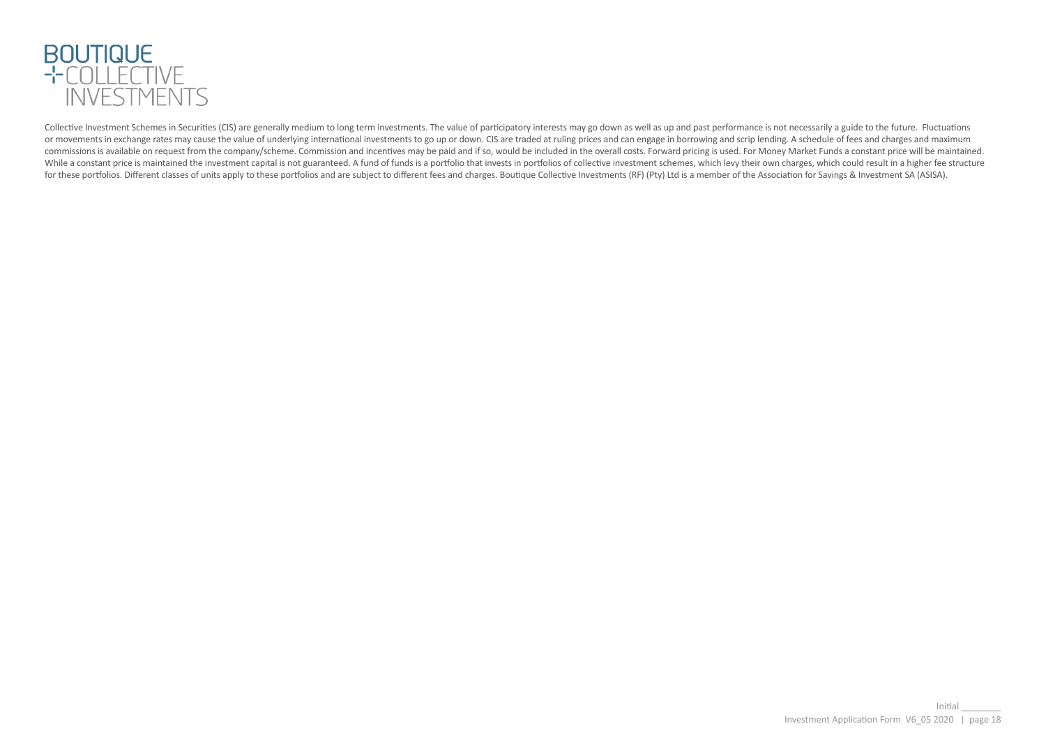BOUTIQUE
COLLECTIVE
INVESTMENTS

Collective Investment Schemes in Securities (CIS) are generally medium to long term investments. The value of participatory interests may go down as well as up and past performance is not necessarily a guide to the future. Fluctuations or movements in exchange rates may cause the value of underlying international investments to go up or down. CIS are traded at ruling prices and can engage in borrowing and scrip lending. A schedule of fees and charges and maximum commissions is available on request from the company/scheme. Commission and incentives may be paid and if so, would be included in the overall costs. Forward pricing is used. For Money Market Funds a constant price will be maintained. While a constant price is maintained the investment capital is not guaranteed. A fund of funds is a portfolio that invests in portfolios of collective investment schemes, which levy their own charges, which could result in a higher fee structure for these portfolios. Different classes of units apply to these portfolios and are subject to different fees and charges. Boutique Collective Investments (RF) (Pty) Ltd is a member of the Association for Savings & Investment SA (ASISA).

Initial ________